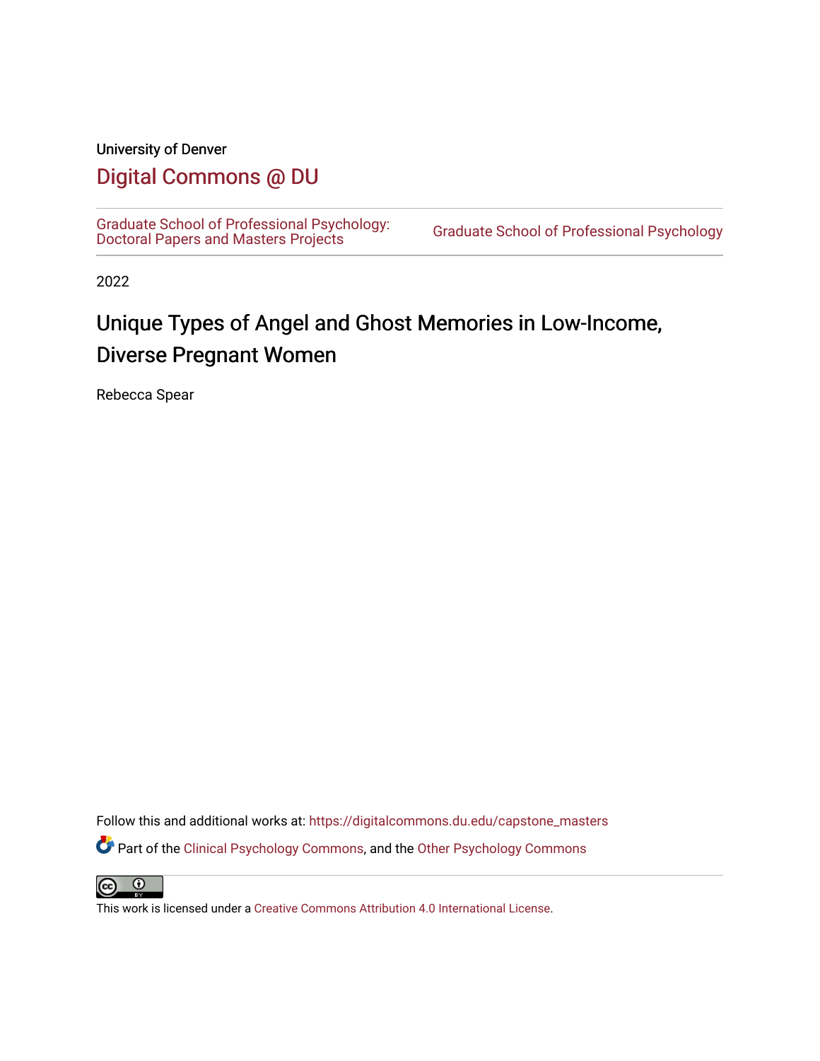University of Denver

## Digital Commons @ DU

Graduate School of Professional Psychology: Doctoral Papers and Masters Projects

Graduate School of Professional Psychology

2022

# Unique Types of Angel and Ghost Memories in Low-Income, Diverse Pregnant Women

Rebecca Spear

Follow this and additional works at: https://digitalcommons.du.edu/capstone_masters

Part of the Clinical Psychology Commons, and the Other Psychology Commons

This work is licensed under a Creative Commons Attribution 4.0 International License.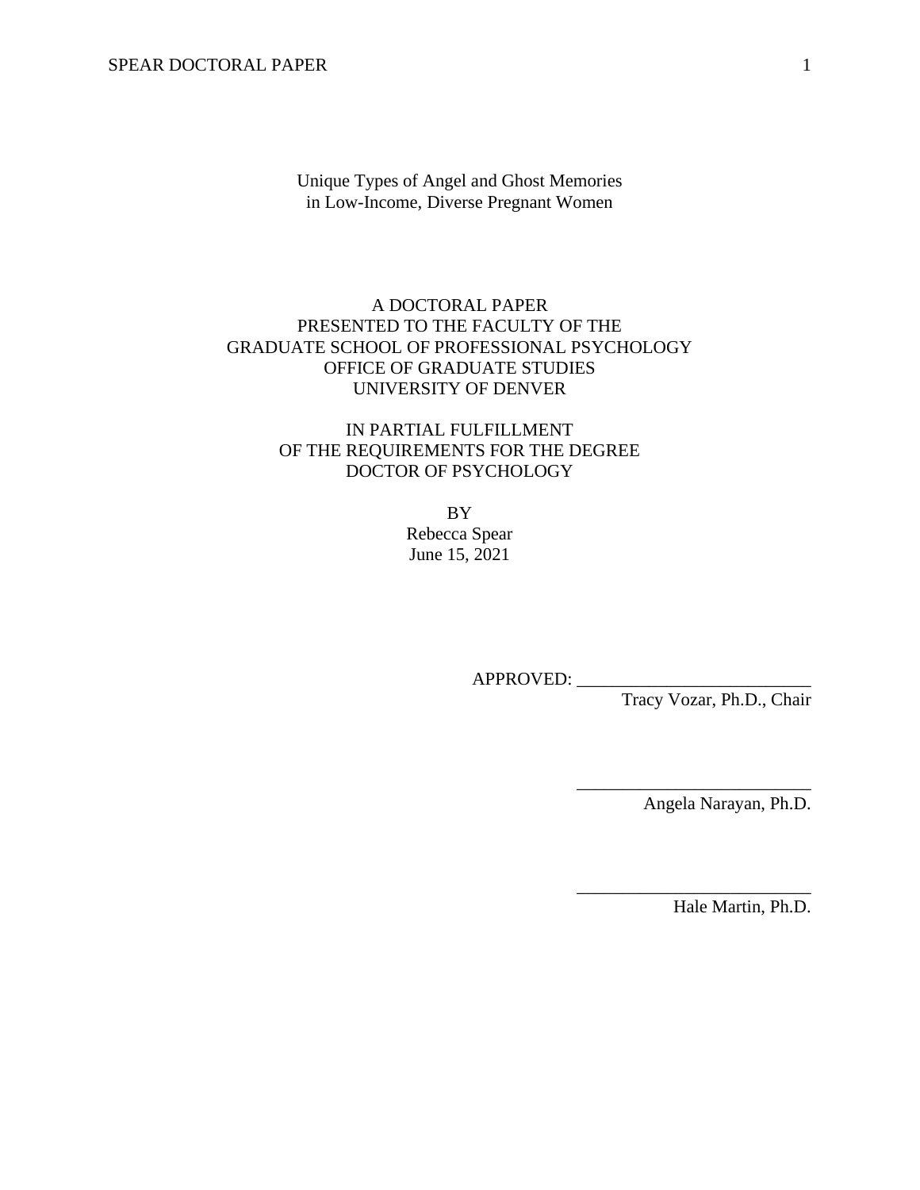# Unique Types of Angel and Ghost Memories in Low-Income, Diverse Pregnant Women

A DOCTORAL PAPER
PRESENTED TO THE FACULTY OF THE
GRADUATE SCHOOL OF PROFESSIONAL PSYCHOLOGY
OFFICE OF GRADUATE STUDIES
UNIVERSITY OF DENVER

IN PARTIAL FULFILLMENT
OF THE REQUIREMENTS FOR THE DEGREE
DOCTOR OF PSYCHOLOGY

BY
Rebecca Spear
June 15, 2021

APPROVED: ___________________________
Tracy Vozar, Ph.D., Chair

___________________________
Angela Narayan, Ph.D.

___________________________
Hale Martin, Ph.D.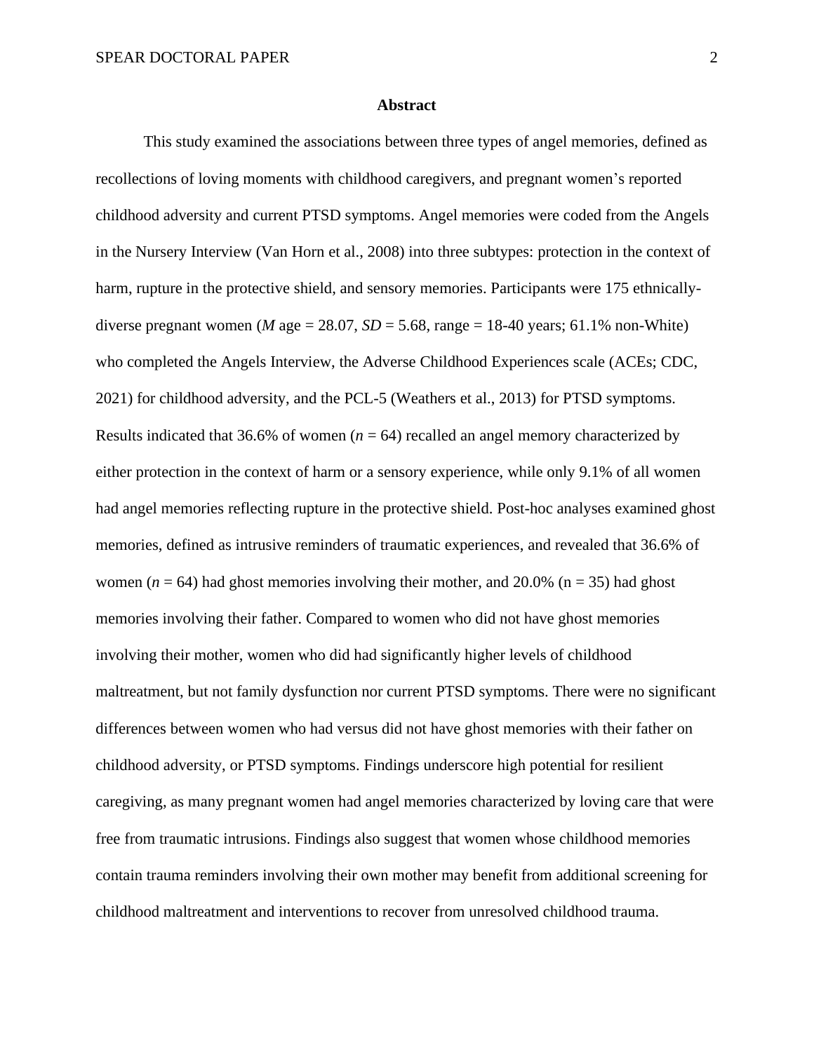**Abstract**

This study examined the associations between three types of angel memories, defined as recollections of loving moments with childhood caregivers, and pregnant women's reported childhood adversity and current PTSD symptoms. Angel memories were coded from the Angels in the Nursery Interview (Van Horn et al., 2008) into three subtypes: protection in the context of harm, rupture in the protective shield, and sensory memories. Participants were 175 ethnically-diverse pregnant women (*M* age = 28.07, *SD* = 5.68, range = 18-40 years; 61.1% non-White) who completed the Angels Interview, the Adverse Childhood Experiences scale (ACEs; CDC, 2021) for childhood adversity, and the PCL-5 (Weathers et al., 2013) for PTSD symptoms. Results indicated that 36.6% of women (*n* = 64) recalled an angel memory characterized by either protection in the context of harm or a sensory experience, while only 9.1% of all women had angel memories reflecting rupture in the protective shield. Post-hoc analyses examined ghost memories, defined as intrusive reminders of traumatic experiences, and revealed that 36.6% of women (*n* = 64) had ghost memories involving their mother, and 20.0% (n = 35) had ghost memories involving their father. Compared to women who did not have ghost memories involving their mother, women who did had significantly higher levels of childhood maltreatment, but not family dysfunction nor current PTSD symptoms. There were no significant differences between women who had versus did not have ghost memories with their father on childhood adversity, or PTSD symptoms. Findings underscore high potential for resilient caregiving, as many pregnant women had angel memories characterized by loving care that were free from traumatic intrusions. Findings also suggest that women whose childhood memories contain trauma reminders involving their own mother may benefit from additional screening for childhood maltreatment and interventions to recover from unresolved childhood trauma.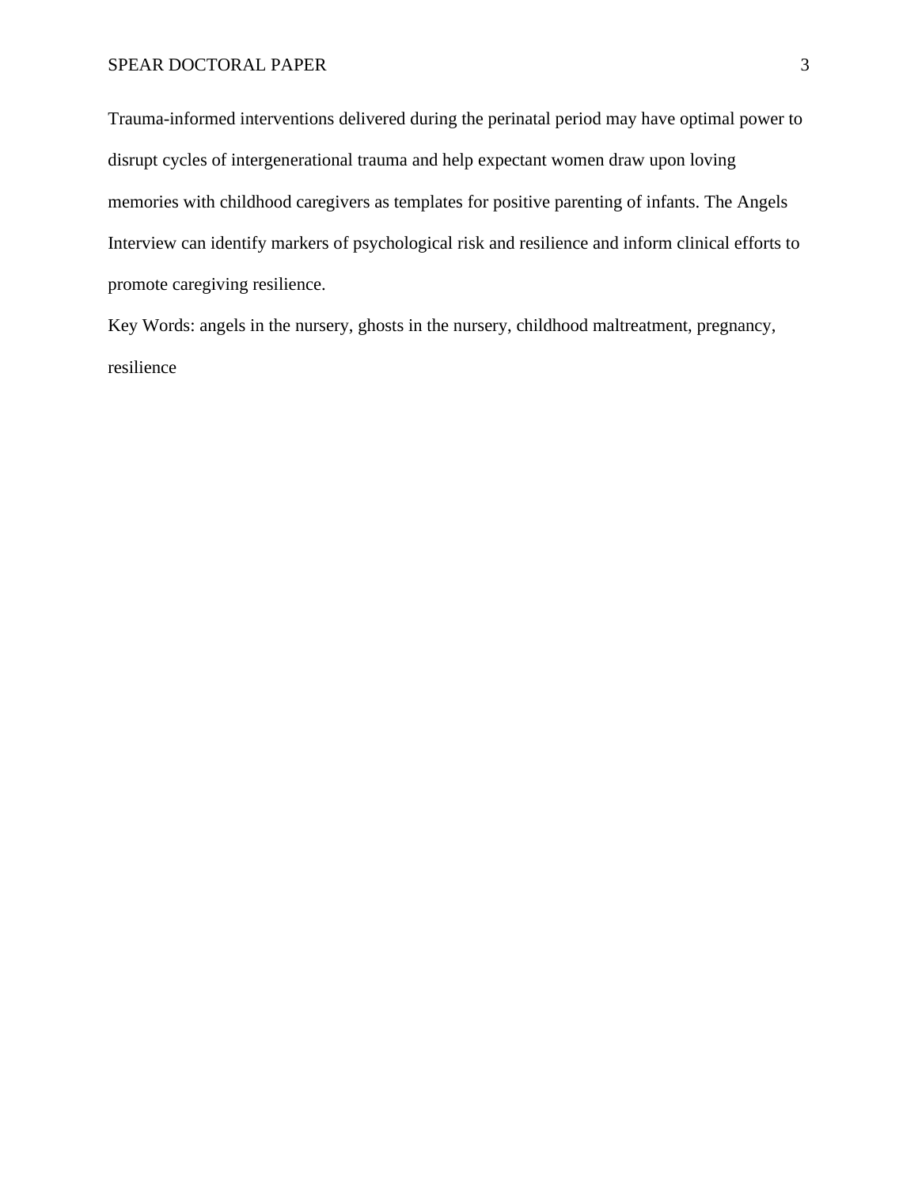Trauma-informed interventions delivered during the perinatal period may have optimal power to disrupt cycles of intergenerational trauma and help expectant women draw upon loving memories with childhood caregivers as templates for positive parenting of infants. The Angels Interview can identify markers of psychological risk and resilience and inform clinical efforts to promote caregiving resilience.

Key Words: angels in the nursery, ghosts in the nursery, childhood maltreatment, pregnancy, resilience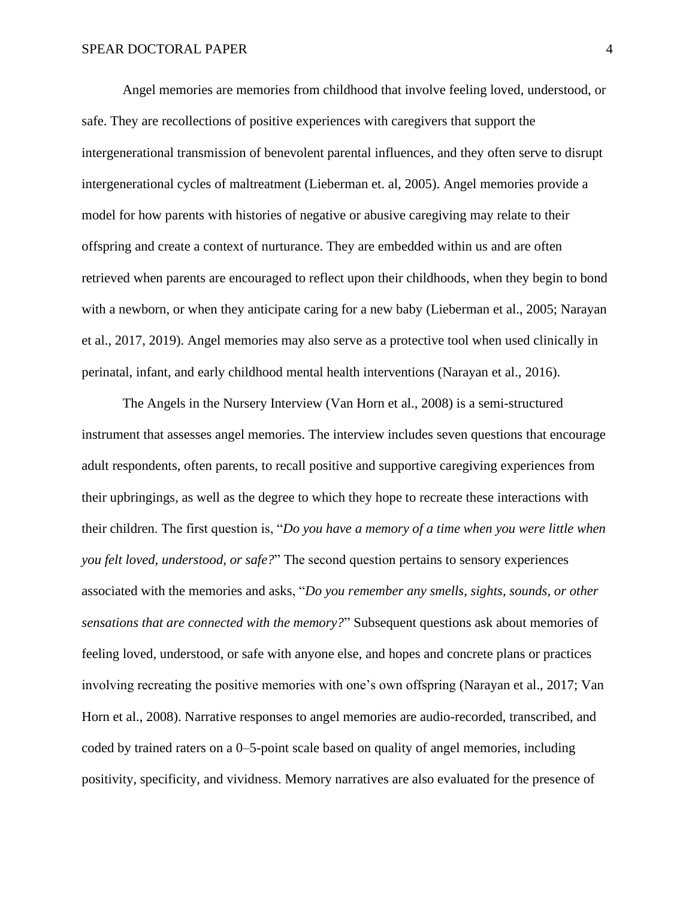Angel memories are memories from childhood that involve feeling loved, understood, or safe. They are recollections of positive experiences with caregivers that support the intergenerational transmission of benevolent parental influences, and they often serve to disrupt intergenerational cycles of maltreatment (Lieberman et. al, 2005). Angel memories provide a model for how parents with histories of negative or abusive caregiving may relate to their offspring and create a context of nurturance. They are embedded within us and are often retrieved when parents are encouraged to reflect upon their childhoods, when they begin to bond with a newborn, or when they anticipate caring for a new baby (Lieberman et al., 2005; Narayan et al., 2017, 2019). Angel memories may also serve as a protective tool when used clinically in perinatal, infant, and early childhood mental health interventions (Narayan et al., 2016).

The Angels in the Nursery Interview (Van Horn et al., 2008) is a semi-structured instrument that assesses angel memories. The interview includes seven questions that encourage adult respondents, often parents, to recall positive and supportive caregiving experiences from their upbringings, as well as the degree to which they hope to recreate these interactions with their children. The first question is, "*Do you have a memory of a time when you were little when you felt loved, understood, or safe?*" The second question pertains to sensory experiences associated with the memories and asks, "*Do you remember any smells, sights, sounds, or other sensations that are connected with the memory?*" Subsequent questions ask about memories of feeling loved, understood, or safe with anyone else, and hopes and concrete plans or practices involving recreating the positive memories with one's own offspring (Narayan et al., 2017; Van Horn et al., 2008). Narrative responses to angel memories are audio-recorded, transcribed, and coded by trained raters on a 0–5-point scale based on quality of angel memories, including positivity, specificity, and vividness. Memory narratives are also evaluated for the presence of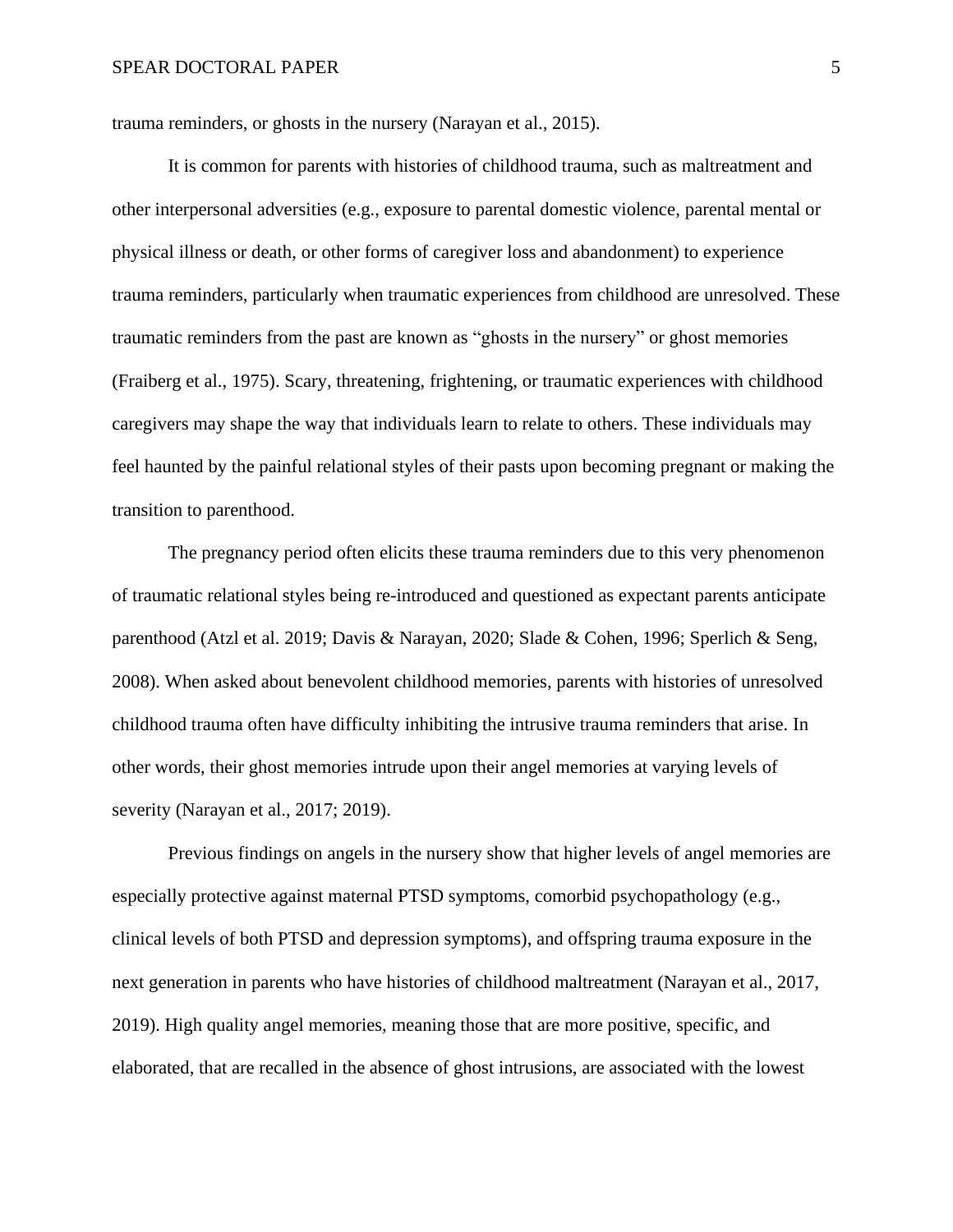trauma reminders, or ghosts in the nursery (Narayan et al., 2015).

It is common for parents with histories of childhood trauma, such as maltreatment and other interpersonal adversities (e.g., exposure to parental domestic violence, parental mental or physical illness or death, or other forms of caregiver loss and abandonment) to experience trauma reminders, particularly when traumatic experiences from childhood are unresolved. These traumatic reminders from the past are known as "ghosts in the nursery" or ghost memories (Fraiberg et al., 1975). Scary, threatening, frightening, or traumatic experiences with childhood caregivers may shape the way that individuals learn to relate to others. These individuals may feel haunted by the painful relational styles of their pasts upon becoming pregnant or making the transition to parenthood.

The pregnancy period often elicits these trauma reminders due to this very phenomenon of traumatic relational styles being re-introduced and questioned as expectant parents anticipate parenthood (Atzl et al. 2019; Davis & Narayan, 2020; Slade & Cohen, 1996; Sperlich & Seng, 2008). When asked about benevolent childhood memories, parents with histories of unresolved childhood trauma often have difficulty inhibiting the intrusive trauma reminders that arise. In other words, their ghost memories intrude upon their angel memories at varying levels of severity (Narayan et al., 2017; 2019).

Previous findings on angels in the nursery show that higher levels of angel memories are especially protective against maternal PTSD symptoms, comorbid psychopathology (e.g., clinical levels of both PTSD and depression symptoms), and offspring trauma exposure in the next generation in parents who have histories of childhood maltreatment (Narayan et al., 2017, 2019). High quality angel memories, meaning those that are more positive, specific, and elaborated, that are recalled in the absence of ghost intrusions, are associated with the lowest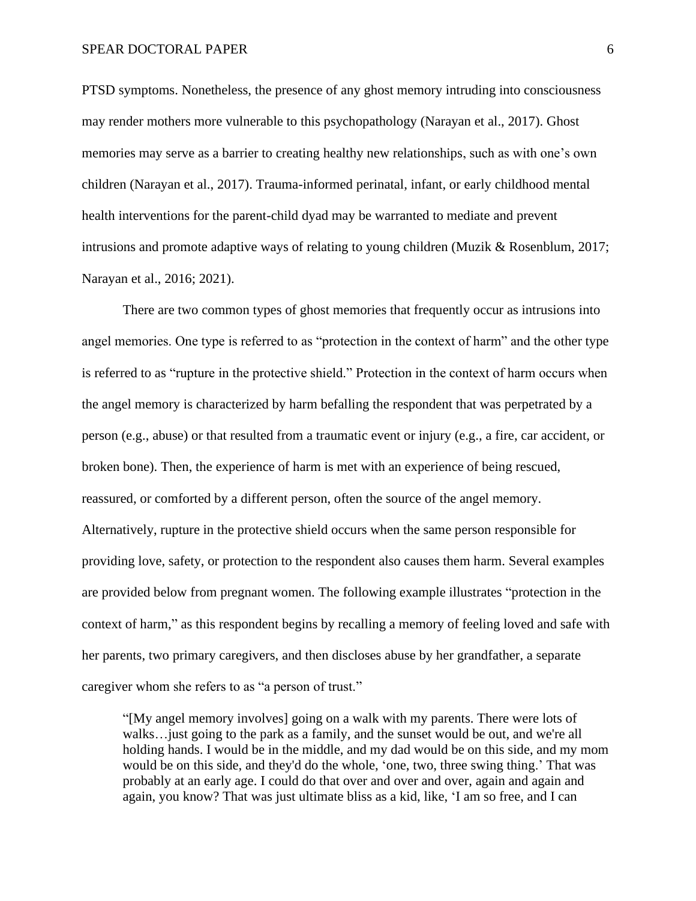PTSD symptoms. Nonetheless, the presence of any ghost memory intruding into consciousness may render mothers more vulnerable to this psychopathology (Narayan et al., 2017). Ghost memories may serve as a barrier to creating healthy new relationships, such as with one's own children (Narayan et al., 2017). Trauma-informed perinatal, infant, or early childhood mental health interventions for the parent-child dyad may be warranted to mediate and prevent intrusions and promote adaptive ways of relating to young children (Muzik & Rosenblum, 2017; Narayan et al., 2016; 2021).

There are two common types of ghost memories that frequently occur as intrusions into angel memories. One type is referred to as "protection in the context of harm" and the other type is referred to as "rupture in the protective shield." Protection in the context of harm occurs when the angel memory is characterized by harm befalling the respondent that was perpetrated by a person (e.g., abuse) or that resulted from a traumatic event or injury (e.g., a fire, car accident, or broken bone). Then, the experience of harm is met with an experience of being rescued, reassured, or comforted by a different person, often the source of the angel memory. Alternatively, rupture in the protective shield occurs when the same person responsible for providing love, safety, or protection to the respondent also causes them harm. Several examples are provided below from pregnant women. The following example illustrates "protection in the context of harm," as this respondent begins by recalling a memory of feeling loved and safe with her parents, two primary caregivers, and then discloses abuse by her grandfather, a separate caregiver whom she refers to as "a person of trust."

> "[My angel memory involves] going on a walk with my parents. There were lots of walks…just going to the park as a family, and the sunset would be out, and we're all holding hands. I would be in the middle, and my dad would be on this side, and my mom would be on this side, and they'd do the whole, 'one, two, three swing thing.' That was probably at an early age. I could do that over and over and over, again and again and again, you know? That was just ultimate bliss as a kid, like, 'I am so free, and I can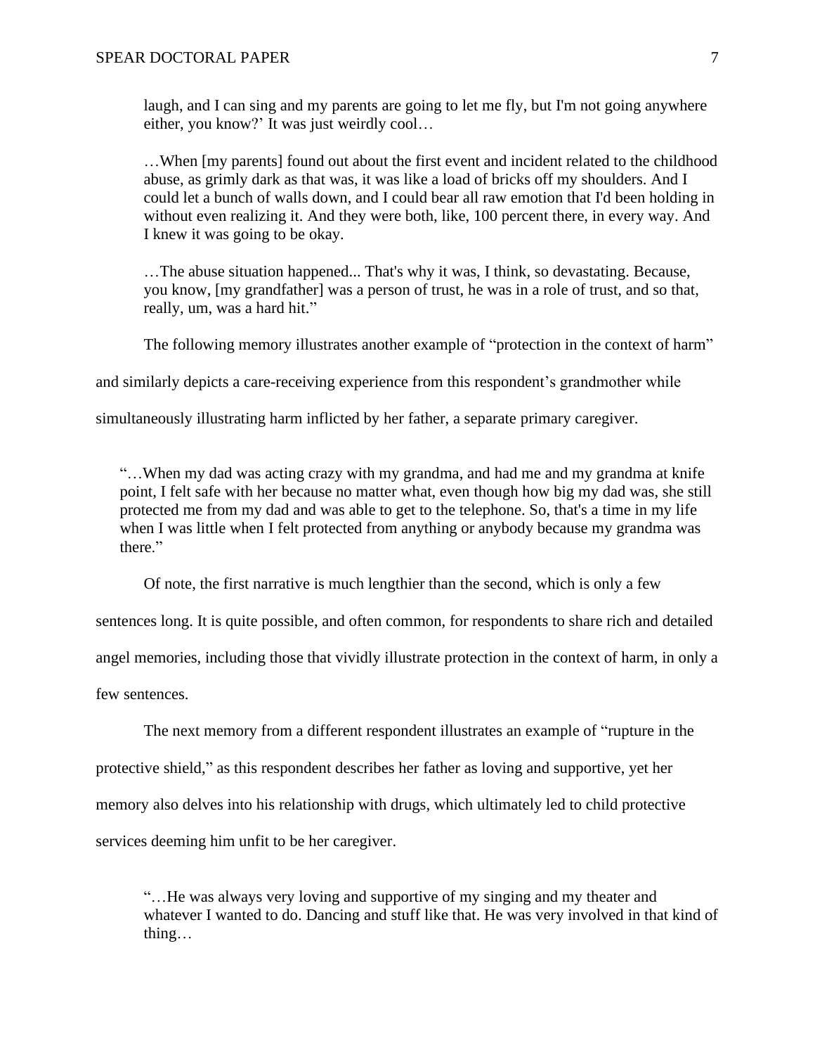> laugh, and I can sing and my parents are going to let me fly, but I'm not going anywhere either, you know?' It was just weirdly cool…
>
> …When [my parents] found out about the first event and incident related to the childhood abuse, as grimly dark as that was, it was like a load of bricks off my shoulders. And I could let a bunch of walls down, and I could bear all raw emotion that I'd been holding in without even realizing it. And they were both, like, 100 percent there, in every way. And I knew it was going to be okay.
>
> …The abuse situation happened... That's why it was, I think, so devastating. Because, you know, [my grandfather] was a person of trust, he was in a role of trust, and so that, really, um, was a hard hit."

The following memory illustrates another example of "protection in the context of harm" and similarly depicts a care-receiving experience from this respondent's grandmother while simultaneously illustrating harm inflicted by her father, a separate primary caregiver.

> "…When my dad was acting crazy with my grandma, and had me and my grandma at knife point, I felt safe with her because no matter what, even though how big my dad was, she still protected me from my dad and was able to get to the telephone. So, that's a time in my life when I was little when I felt protected from anything or anybody because my grandma was there."

Of note, the first narrative is much lengthier than the second, which is only a few sentences long. It is quite possible, and often common, for respondents to share rich and detailed angel memories, including those that vividly illustrate protection in the context of harm, in only a few sentences.

The next memory from a different respondent illustrates an example of "rupture in the protective shield," as this respondent describes her father as loving and supportive, yet her memory also delves into his relationship with drugs, which ultimately led to child protective services deeming him unfit to be her caregiver.

> "…He was always very loving and supportive of my singing and my theater and whatever I wanted to do. Dancing and stuff like that. He was very involved in that kind of thing…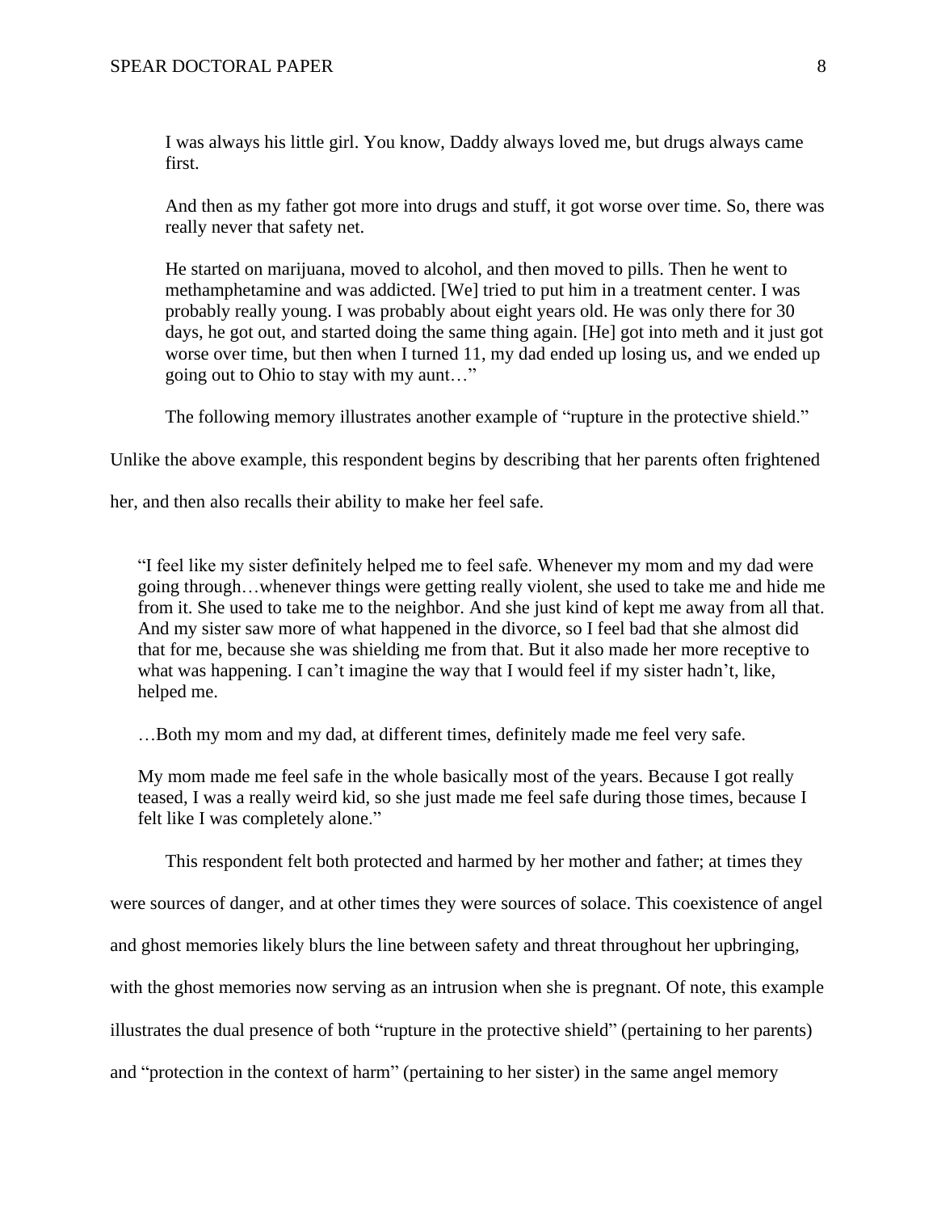I was always his little girl. You know, Daddy always loved me, but drugs always came first.

And then as my father got more into drugs and stuff, it got worse over time. So, there was really never that safety net.

He started on marijuana, moved to alcohol, and then moved to pills. Then he went to methamphetamine and was addicted. [We] tried to put him in a treatment center. I was probably really young. I was probably about eight years old. He was only there for 30 days, he got out, and started doing the same thing again. [He] got into meth and it just got worse over time, but then when I turned 11, my dad ended up losing us, and we ended up going out to Ohio to stay with my aunt…"

The following memory illustrates another example of "rupture in the protective shield." Unlike the above example, this respondent begins by describing that her parents often frightened her, and then also recalls their ability to make her feel safe.

"I feel like my sister definitely helped me to feel safe. Whenever my mom and my dad were going through…whenever things were getting really violent, she used to take me and hide me from it. She used to take me to the neighbor. And she just kind of kept me away from all that. And my sister saw more of what happened in the divorce, so I feel bad that she almost did that for me, because she was shielding me from that. But it also made her more receptive to what was happening. I can't imagine the way that I would feel if my sister hadn't, like, helped me.

…Both my mom and my dad, at different times, definitely made me feel very safe.

My mom made me feel safe in the whole basically most of the years. Because I got really teased, I was a really weird kid, so she just made me feel safe during those times, because I felt like I was completely alone."

This respondent felt both protected and harmed by her mother and father; at times they were sources of danger, and at other times they were sources of solace. This coexistence of angel and ghost memories likely blurs the line between safety and threat throughout her upbringing, with the ghost memories now serving as an intrusion when she is pregnant. Of note, this example illustrates the dual presence of both "rupture in the protective shield" (pertaining to her parents) and "protection in the context of harm" (pertaining to her sister) in the same angel memory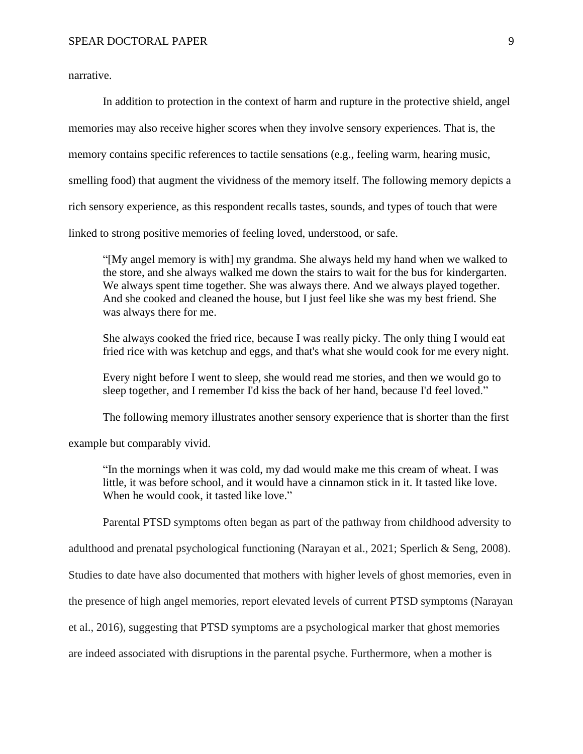narrative.

In addition to protection in the context of harm and rupture in the protective shield, angel memories may also receive higher scores when they involve sensory experiences. That is, the memory contains specific references to tactile sensations (e.g., feeling warm, hearing music, smelling food) that augment the vividness of the memory itself. The following memory depicts a rich sensory experience, as this respondent recalls tastes, sounds, and types of touch that were linked to strong positive memories of feeling loved, understood, or safe.

> "[My angel memory is with] my grandma. She always held my hand when we walked to the store, and she always walked me down the stairs to wait for the bus for kindergarten. We always spent time together. She was always there. And we always played together. And she cooked and cleaned the house, but I just feel like she was my best friend. She was always there for me.
>
> She always cooked the fried rice, because I was really picky. The only thing I would eat fried rice with was ketchup and eggs, and that's what she would cook for me every night.
>
> Every night before I went to sleep, she would read me stories, and then we would go to sleep together, and I remember I'd kiss the back of her hand, because I'd feel loved."

The following memory illustrates another sensory experience that is shorter than the first example but comparably vivid.

> "In the mornings when it was cold, my dad would make me this cream of wheat. I was little, it was before school, and it would have a cinnamon stick in it. It tasted like love. When he would cook, it tasted like love."

Parental PTSD symptoms often began as part of the pathway from childhood adversity to adulthood and prenatal psychological functioning (Narayan et al., 2021; Sperlich & Seng, 2008). Studies to date have also documented that mothers with higher levels of ghost memories, even in the presence of high angel memories, report elevated levels of current PTSD symptoms (Narayan et al., 2016), suggesting that PTSD symptoms are a psychological marker that ghost memories are indeed associated with disruptions in the parental psyche. Furthermore, when a mother is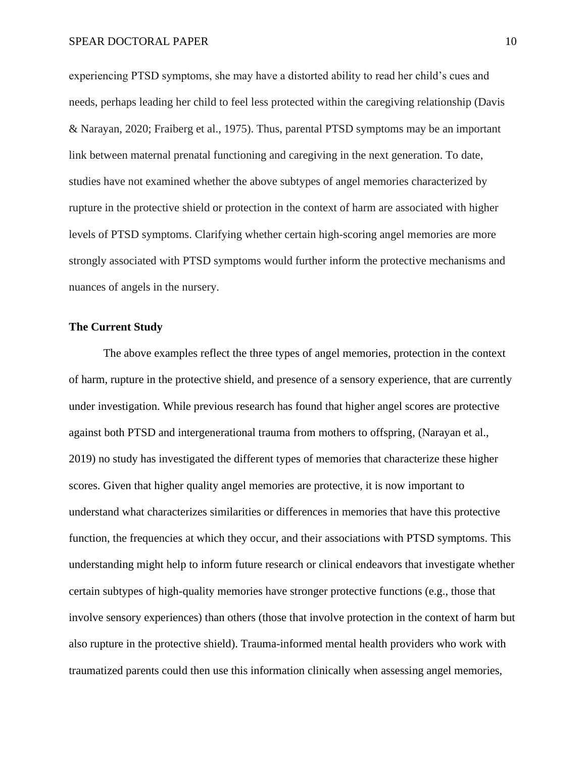experiencing PTSD symptoms, she may have a distorted ability to read her child's cues and needs, perhaps leading her child to feel less protected within the caregiving relationship (Davis & Narayan, 2020; Fraiberg et al., 1975). Thus, parental PTSD symptoms may be an important link between maternal prenatal functioning and caregiving in the next generation. To date, studies have not examined whether the above subtypes of angel memories characterized by rupture in the protective shield or protection in the context of harm are associated with higher levels of PTSD symptoms. Clarifying whether certain high-scoring angel memories are more strongly associated with PTSD symptoms would further inform the protective mechanisms and nuances of angels in the nursery.

## The Current Study

The above examples reflect the three types of angel memories, protection in the context of harm, rupture in the protective shield, and presence of a sensory experience, that are currently under investigation. While previous research has found that higher angel scores are protective against both PTSD and intergenerational trauma from mothers to offspring, (Narayan et al., 2019) no study has investigated the different types of memories that characterize these higher scores. Given that higher quality angel memories are protective, it is now important to understand what characterizes similarities or differences in memories that have this protective function, the frequencies at which they occur, and their associations with PTSD symptoms. This understanding might help to inform future research or clinical endeavors that investigate whether certain subtypes of high-quality memories have stronger protective functions (e.g., those that involve sensory experiences) than others (those that involve protection in the context of harm but also rupture in the protective shield). Trauma-informed mental health providers who work with traumatized parents could then use this information clinically when assessing angel memories,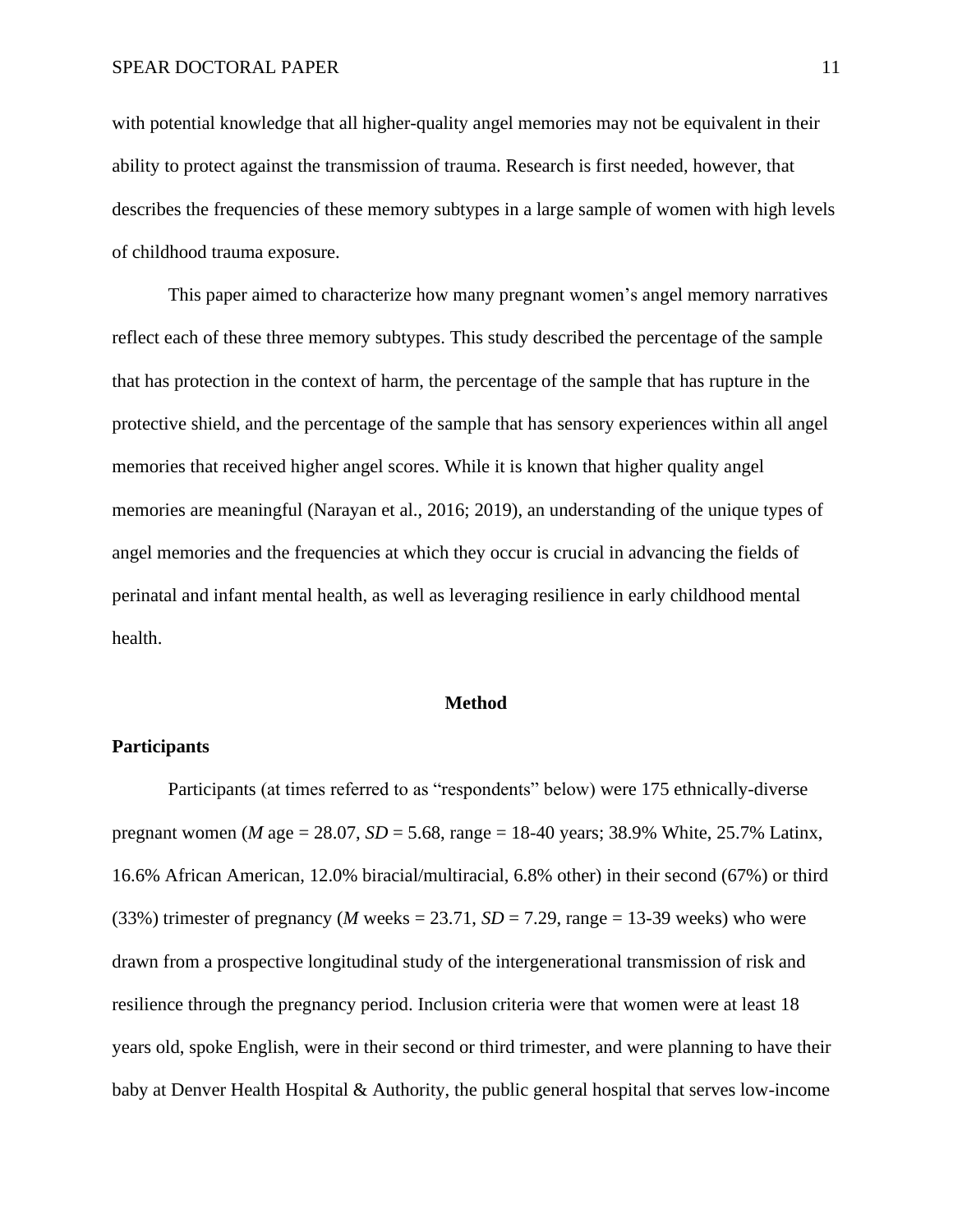with potential knowledge that all higher-quality angel memories may not be equivalent in their ability to protect against the transmission of trauma. Research is first needed, however, that describes the frequencies of these memory subtypes in a large sample of women with high levels of childhood trauma exposure.

This paper aimed to characterize how many pregnant women's angel memory narratives reflect each of these three memory subtypes. This study described the percentage of the sample that has protection in the context of harm, the percentage of the sample that has rupture in the protective shield, and the percentage of the sample that has sensory experiences within all angel memories that received higher angel scores. While it is known that higher quality angel memories are meaningful (Narayan et al., 2016; 2019), an understanding of the unique types of angel memories and the frequencies at which they occur is crucial in advancing the fields of perinatal and infant mental health, as well as leveraging resilience in early childhood mental health.

# Method

## Participants

Participants (at times referred to as "respondents" below) were 175 ethnically-diverse pregnant women (*M* age = 28.07, *SD* = 5.68, range = 18-40 years; 38.9% White, 25.7% Latinx, 16.6% African American, 12.0% biracial/multiracial, 6.8% other) in their second (67%) or third (33%) trimester of pregnancy (*M* weeks = 23.71, *SD* = 7.29, range = 13-39 weeks) who were drawn from a prospective longitudinal study of the intergenerational transmission of risk and resilience through the pregnancy period. Inclusion criteria were that women were at least 18 years old, spoke English, were in their second or third trimester, and were planning to have their baby at Denver Health Hospital & Authority, the public general hospital that serves low-income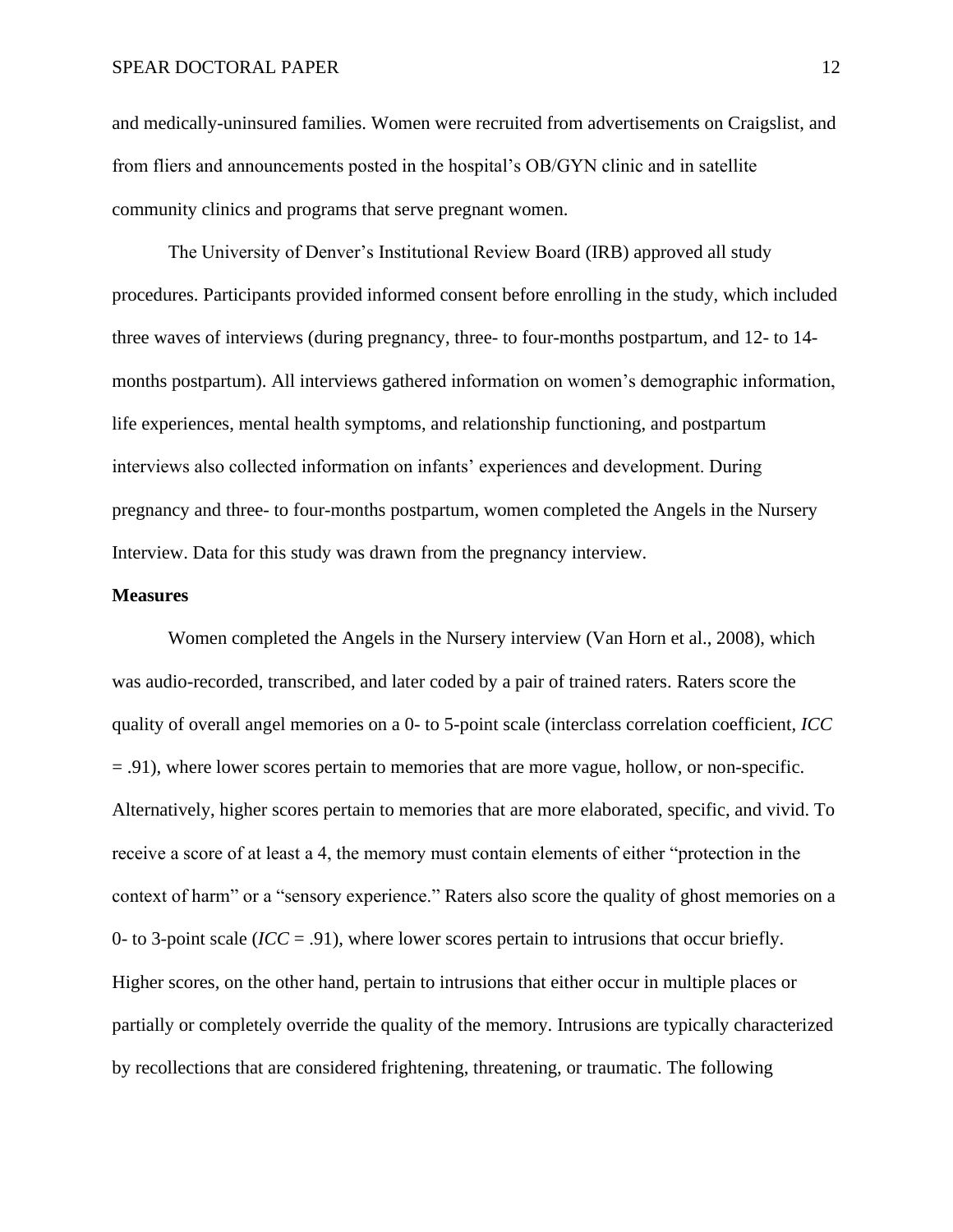and medically-uninsured families. Women were recruited from advertisements on Craigslist, and from fliers and announcements posted in the hospital's OB/GYN clinic and in satellite community clinics and programs that serve pregnant women.

The University of Denver's Institutional Review Board (IRB) approved all study procedures. Participants provided informed consent before enrolling in the study, which included three waves of interviews (during pregnancy, three- to four-months postpartum, and 12- to 14-months postpartum). All interviews gathered information on women's demographic information, life experiences, mental health symptoms, and relationship functioning, and postpartum interviews also collected information on infants' experiences and development. During pregnancy and three- to four-months postpartum, women completed the Angels in the Nursery Interview. Data for this study was drawn from the pregnancy interview.

**Measures**

Women completed the Angels in the Nursery interview (Van Horn et al., 2008), which was audio-recorded, transcribed, and later coded by a pair of trained raters. Raters score the quality of overall angel memories on a 0- to 5-point scale (interclass correlation coefficient, *ICC* = .91), where lower scores pertain to memories that are more vague, hollow, or non-specific. Alternatively, higher scores pertain to memories that are more elaborated, specific, and vivid. To receive a score of at least a 4, the memory must contain elements of either "protection in the context of harm" or a "sensory experience." Raters also score the quality of ghost memories on a 0- to 3-point scale (*ICC* = .91), where lower scores pertain to intrusions that occur briefly. Higher scores, on the other hand, pertain to intrusions that either occur in multiple places or partially or completely override the quality of the memory. Intrusions are typically characterized by recollections that are considered frightening, threatening, or traumatic. The following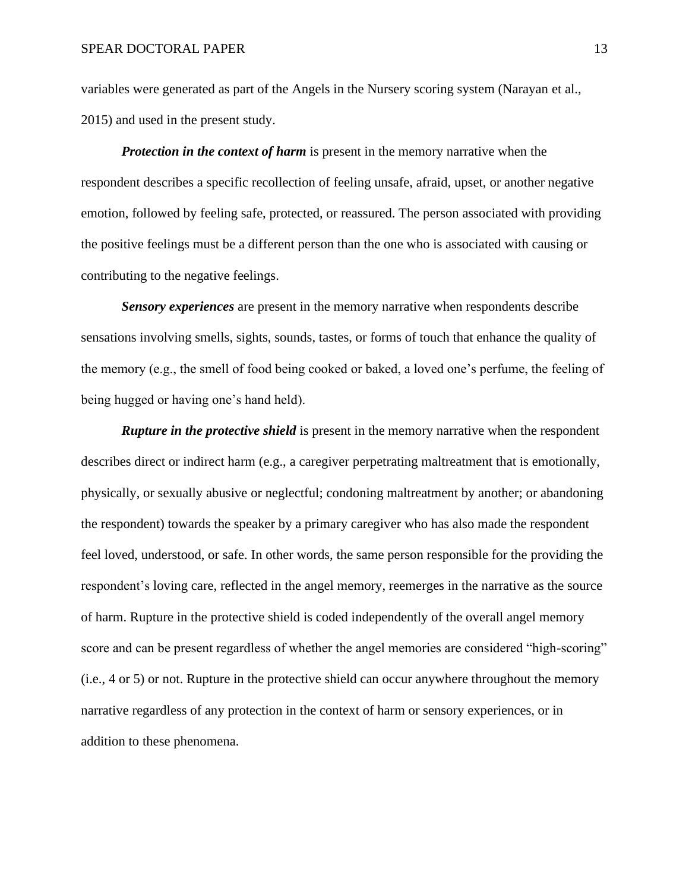variables were generated as part of the Angels in the Nursery scoring system (Narayan et al., 2015) and used in the present study.

***Protection in the context of harm*** is present in the memory narrative when the respondent describes a specific recollection of feeling unsafe, afraid, upset, or another negative emotion, followed by feeling safe, protected, or reassured. The person associated with providing the positive feelings must be a different person than the one who is associated with causing or contributing to the negative feelings.

***Sensory experiences*** are present in the memory narrative when respondents describe sensations involving smells, sights, sounds, tastes, or forms of touch that enhance the quality of the memory (e.g., the smell of food being cooked or baked, a loved one's perfume, the feeling of being hugged or having one's hand held).

***Rupture in the protective shield*** is present in the memory narrative when the respondent describes direct or indirect harm (e.g., a caregiver perpetrating maltreatment that is emotionally, physically, or sexually abusive or neglectful; condoning maltreatment by another; or abandoning the respondent) towards the speaker by a primary caregiver who has also made the respondent feel loved, understood, or safe. In other words, the same person responsible for the providing the respondent's loving care, reflected in the angel memory, reemerges in the narrative as the source of harm. Rupture in the protective shield is coded independently of the overall angel memory score and can be present regardless of whether the angel memories are considered "high-scoring" (i.e., 4 or 5) or not. Rupture in the protective shield can occur anywhere throughout the memory narrative regardless of any protection in the context of harm or sensory experiences, or in addition to these phenomena.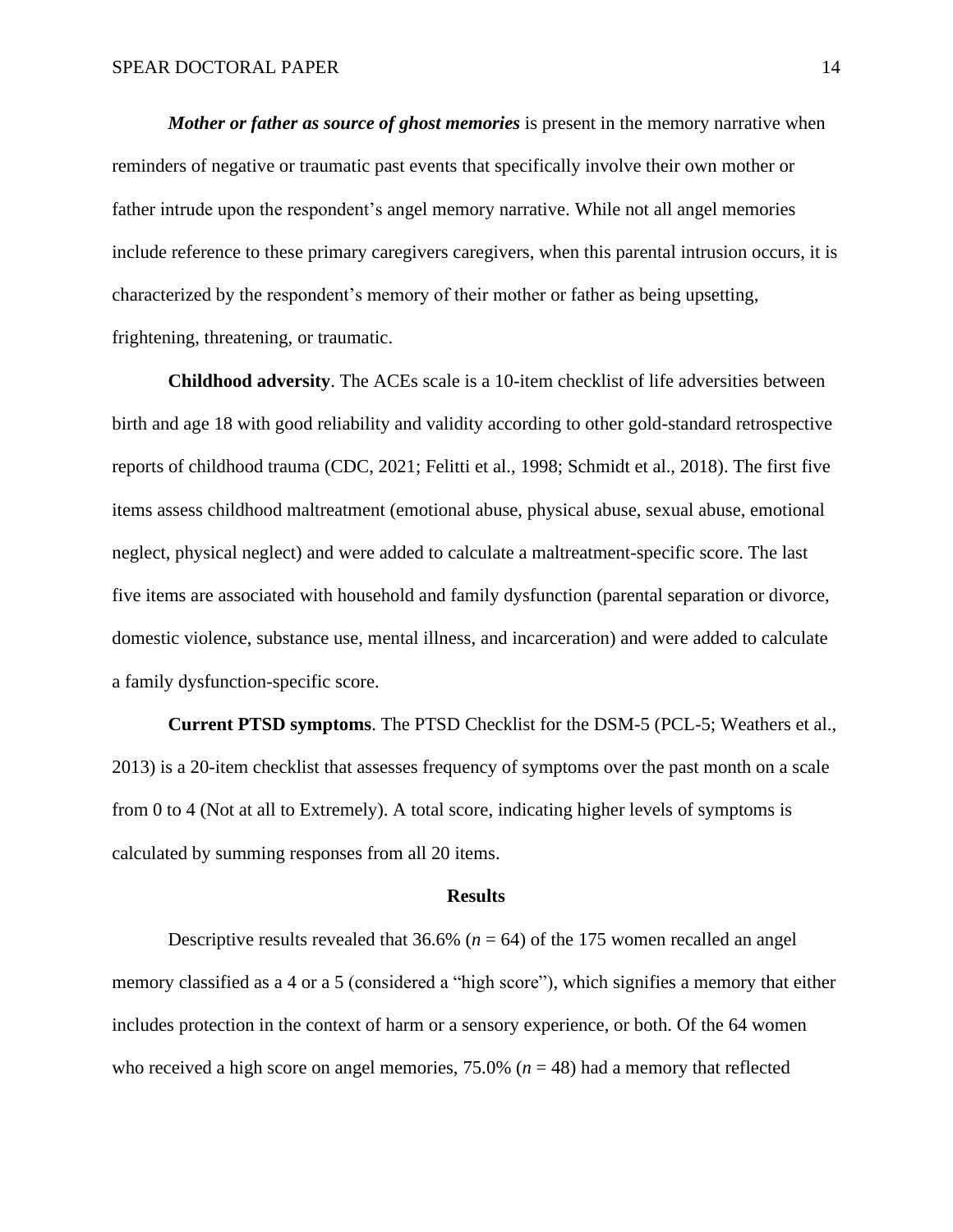***Mother or father as source of ghost memories*** is present in the memory narrative when reminders of negative or traumatic past events that specifically involve their own mother or father intrude upon the respondent's angel memory narrative. While not all angel memories include reference to these primary caregivers caregivers, when this parental intrusion occurs, it is characterized by the respondent's memory of their mother or father as being upsetting, frightening, threatening, or traumatic.

**Childhood adversity**. The ACEs scale is a 10-item checklist of life adversities between birth and age 18 with good reliability and validity according to other gold-standard retrospective reports of childhood trauma (CDC, 2021; Felitti et al., 1998; Schmidt et al., 2018). The first five items assess childhood maltreatment (emotional abuse, physical abuse, sexual abuse, emotional neglect, physical neglect) and were added to calculate a maltreatment-specific score. The last five items are associated with household and family dysfunction (parental separation or divorce, domestic violence, substance use, mental illness, and incarceration) and were added to calculate a family dysfunction-specific score.

**Current PTSD symptoms**. The PTSD Checklist for the DSM-5 (PCL-5; Weathers et al., 2013) is a 20-item checklist that assesses frequency of symptoms over the past month on a scale from 0 to 4 (Not at all to Extremely). A total score, indicating higher levels of symptoms is calculated by summing responses from all 20 items.

## Results

Descriptive results revealed that 36.6% ($n = 64$) of the 175 women recalled an angel memory classified as a 4 or a 5 (considered a "high score"), which signifies a memory that either includes protection in the context of harm or a sensory experience, or both. Of the 64 women who received a high score on angel memories, 75.0% ($n = 48$) had a memory that reflected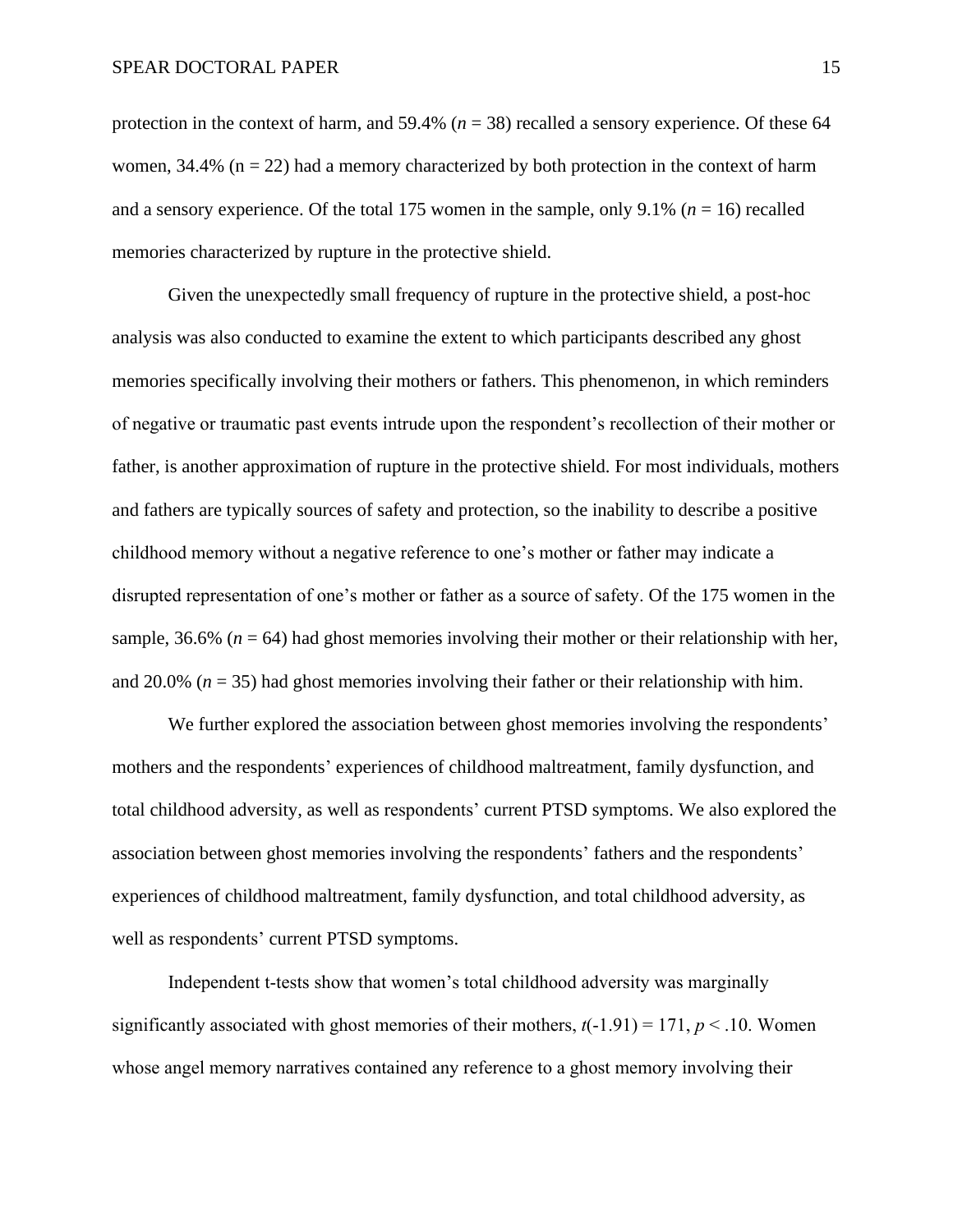protection in the context of harm, and 59.4% (*n* = 38) recalled a sensory experience. Of these 64 women, 34.4% (n = 22) had a memory characterized by both protection in the context of harm and a sensory experience. Of the total 175 women in the sample, only 9.1% (*n* = 16) recalled memories characterized by rupture in the protective shield.

Given the unexpectedly small frequency of rupture in the protective shield, a post-hoc analysis was also conducted to examine the extent to which participants described any ghost memories specifically involving their mothers or fathers. This phenomenon, in which reminders of negative or traumatic past events intrude upon the respondent's recollection of their mother or father, is another approximation of rupture in the protective shield. For most individuals, mothers and fathers are typically sources of safety and protection, so the inability to describe a positive childhood memory without a negative reference to one's mother or father may indicate a disrupted representation of one's mother or father as a source of safety. Of the 175 women in the sample, 36.6% (*n* = 64) had ghost memories involving their mother or their relationship with her, and 20.0% (*n* = 35) had ghost memories involving their father or their relationship with him.

We further explored the association between ghost memories involving the respondents' mothers and the respondents' experiences of childhood maltreatment, family dysfunction, and total childhood adversity, as well as respondents' current PTSD symptoms. We also explored the association between ghost memories involving the respondents' fathers and the respondents' experiences of childhood maltreatment, family dysfunction, and total childhood adversity, as well as respondents' current PTSD symptoms.

Independent t-tests show that women's total childhood adversity was marginally significantly associated with ghost memories of their mothers, $t(-1.91) = 171$, $p < .10$. Women whose angel memory narratives contained any reference to a ghost memory involving their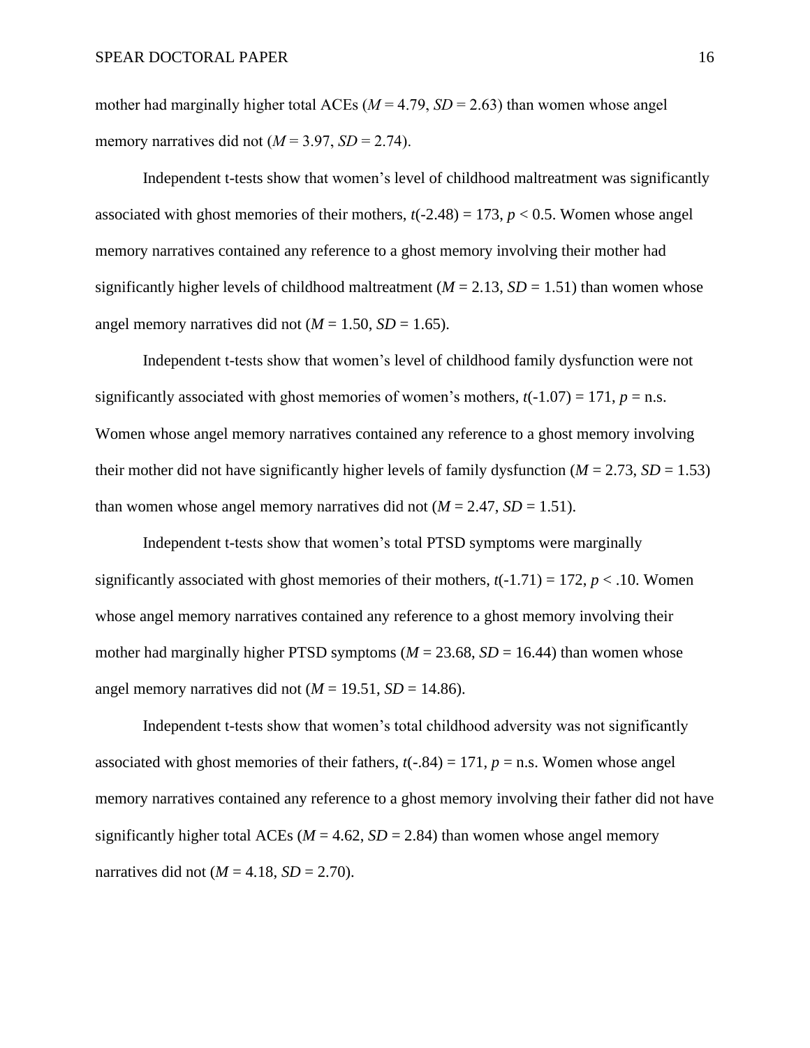mother had marginally higher total ACEs ($M = 4.79$, $SD = 2.63$) than women whose angel memory narratives did not ($M = 3.97$, $SD = 2.74$).

Independent t-tests show that women's level of childhood maltreatment was significantly associated with ghost memories of their mothers, $t(-2.48) = 173$, $p < 0.5$. Women whose angel memory narratives contained any reference to a ghost memory involving their mother had significantly higher levels of childhood maltreatment ($M = 2.13$, $SD = 1.51$) than women whose angel memory narratives did not ($M = 1.50$, $SD = 1.65$).

Independent t-tests show that women's level of childhood family dysfunction were not significantly associated with ghost memories of women's mothers, $t(-1.07) = 171$, $p$ = n.s. Women whose angel memory narratives contained any reference to a ghost memory involving their mother did not have significantly higher levels of family dysfunction ($M = 2.73$, $SD = 1.53$) than women whose angel memory narratives did not ($M = 2.47$, $SD = 1.51$).

Independent t-tests show that women's total PTSD symptoms were marginally significantly associated with ghost memories of their mothers, $t(-1.71) = 172$, $p < .10$. Women whose angel memory narratives contained any reference to a ghost memory involving their mother had marginally higher PTSD symptoms ($M = 23.68$, $SD = 16.44$) than women whose angel memory narratives did not ($M = 19.51$, $SD = 14.86$).

Independent t-tests show that women's total childhood adversity was not significantly associated with ghost memories of their fathers, $t(-.84) = 171$, $p$ = n.s. Women whose angel memory narratives contained any reference to a ghost memory involving their father did not have significantly higher total ACEs ($M = 4.62$, $SD = 2.84$) than women whose angel memory narratives did not ($M = 4.18$, $SD = 2.70$).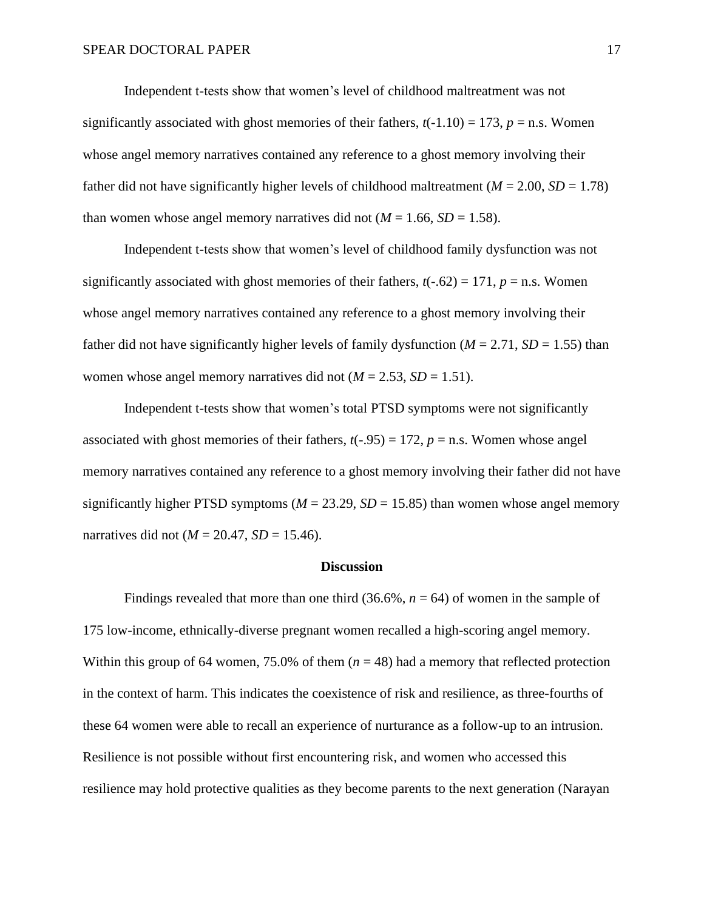Independent t-tests show that women's level of childhood maltreatment was not significantly associated with ghost memories of their fathers, $t(-1.10) = 173$, $p$ = n.s. Women whose angel memory narratives contained any reference to a ghost memory involving their father did not have significantly higher levels of childhood maltreatment ($M = 2.00$, $SD = 1.78$) than women whose angel memory narratives did not ($M = 1.66$, $SD = 1.58$).

Independent t-tests show that women's level of childhood family dysfunction was not significantly associated with ghost memories of their fathers, $t(-.62) = 171$, $p$ = n.s. Women whose angel memory narratives contained any reference to a ghost memory involving their father did not have significantly higher levels of family dysfunction ($M = 2.71$, $SD = 1.55$) than women whose angel memory narratives did not ($M = 2.53$, $SD = 1.51$).

Independent t-tests show that women's total PTSD symptoms were not significantly associated with ghost memories of their fathers, $t(-.95) = 172$, $p$ = n.s. Women whose angel memory narratives contained any reference to a ghost memory involving their father did not have significantly higher PTSD symptoms ($M = 23.29$, $SD = 15.85$) than women whose angel memory narratives did not ($M = 20.47$, $SD = 15.46$).

## Discussion

Findings revealed that more than one third (36.6%, $n = 64$) of women in the sample of 175 low-income, ethnically-diverse pregnant women recalled a high-scoring angel memory. Within this group of 64 women, 75.0% of them ($n = 48$) had a memory that reflected protection in the context of harm. This indicates the coexistence of risk and resilience, as three-fourths of these 64 women were able to recall an experience of nurturance as a follow-up to an intrusion. Resilience is not possible without first encountering risk, and women who accessed this resilience may hold protective qualities as they become parents to the next generation (Narayan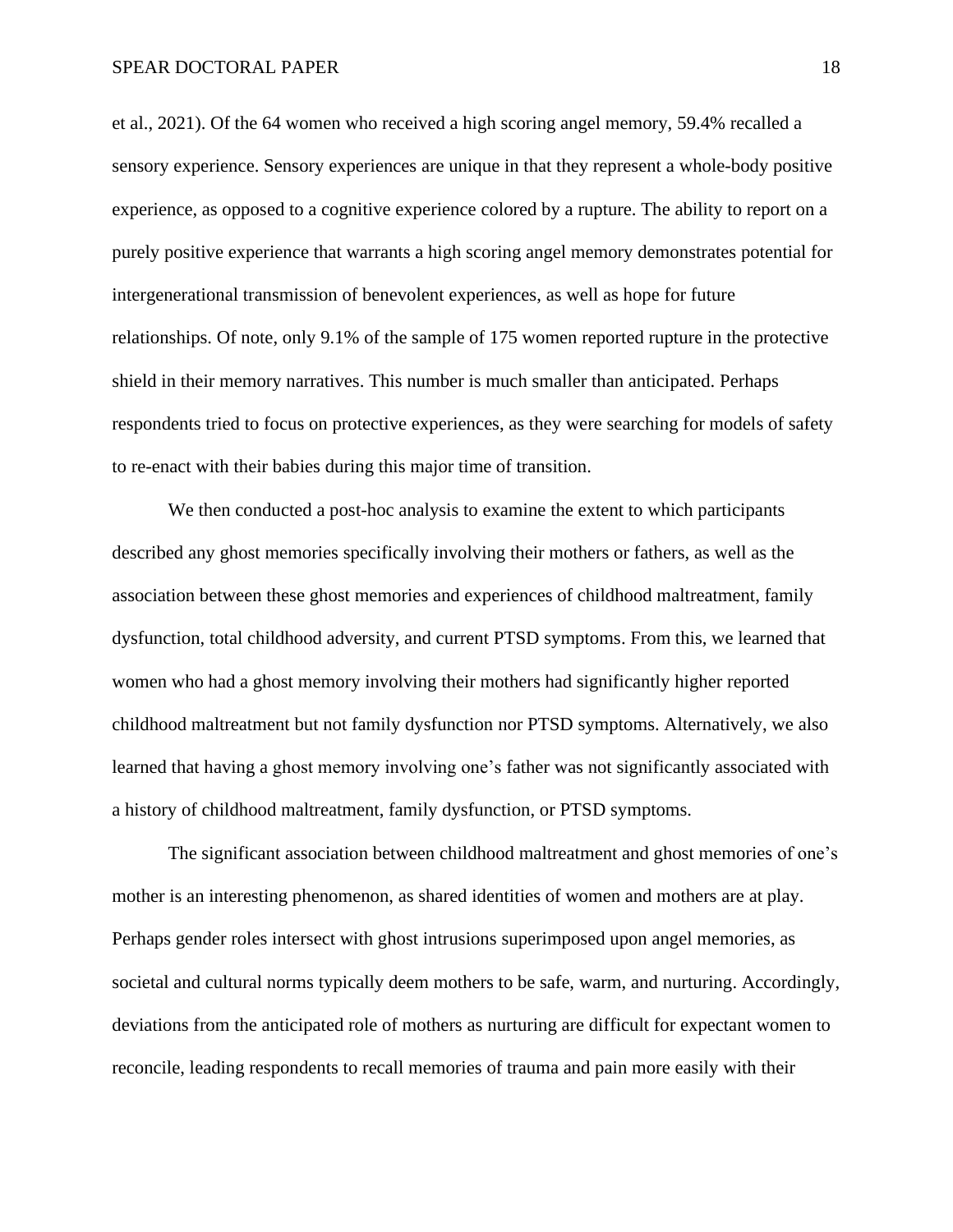et al., 2021). Of the 64 women who received a high scoring angel memory, 59.4% recalled a sensory experience. Sensory experiences are unique in that they represent a whole-body positive experience, as opposed to a cognitive experience colored by a rupture. The ability to report on a purely positive experience that warrants a high scoring angel memory demonstrates potential for intergenerational transmission of benevolent experiences, as well as hope for future relationships. Of note, only 9.1% of the sample of 175 women reported rupture in the protective shield in their memory narratives. This number is much smaller than anticipated. Perhaps respondents tried to focus on protective experiences, as they were searching for models of safety to re-enact with their babies during this major time of transition.

We then conducted a post-hoc analysis to examine the extent to which participants described any ghost memories specifically involving their mothers or fathers, as well as the association between these ghost memories and experiences of childhood maltreatment, family dysfunction, total childhood adversity, and current PTSD symptoms. From this, we learned that women who had a ghost memory involving their mothers had significantly higher reported childhood maltreatment but not family dysfunction nor PTSD symptoms. Alternatively, we also learned that having a ghost memory involving one's father was not significantly associated with a history of childhood maltreatment, family dysfunction, or PTSD symptoms.

The significant association between childhood maltreatment and ghost memories of one's mother is an interesting phenomenon, as shared identities of women and mothers are at play. Perhaps gender roles intersect with ghost intrusions superimposed upon angel memories, as societal and cultural norms typically deem mothers to be safe, warm, and nurturing. Accordingly, deviations from the anticipated role of mothers as nurturing are difficult for expectant women to reconcile, leading respondents to recall memories of trauma and pain more easily with their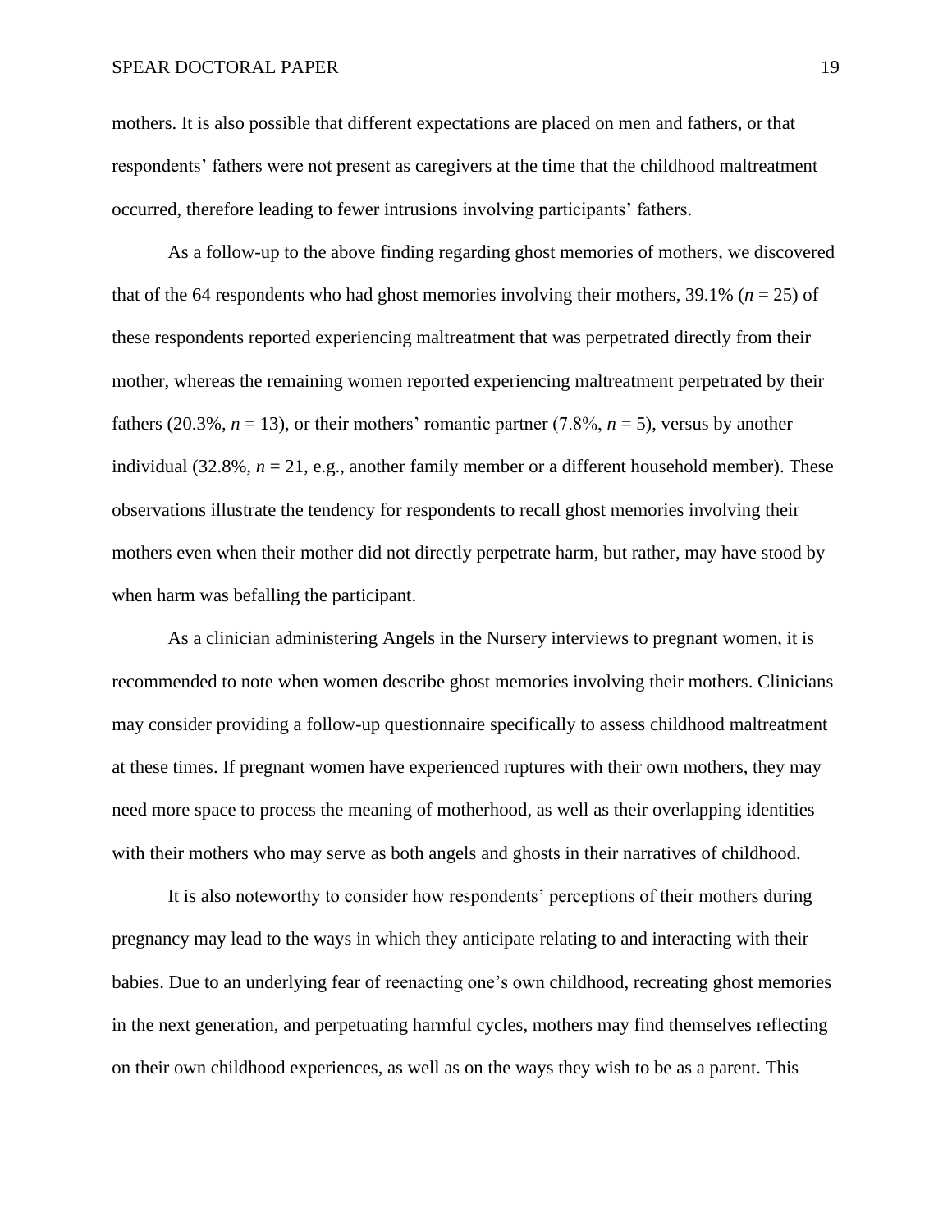mothers. It is also possible that different expectations are placed on men and fathers, or that respondents' fathers were not present as caregivers at the time that the childhood maltreatment occurred, therefore leading to fewer intrusions involving participants' fathers.

As a follow-up to the above finding regarding ghost memories of mothers, we discovered that of the 64 respondents who had ghost memories involving their mothers, 39.1% ($n = 25$) of these respondents reported experiencing maltreatment that was perpetrated directly from their mother, whereas the remaining women reported experiencing maltreatment perpetrated by their fathers (20.3%, $n = 13$), or their mothers' romantic partner (7.8%, $n = 5$), versus by another individual (32.8%, $n = 21$, e.g., another family member or a different household member). These observations illustrate the tendency for respondents to recall ghost memories involving their mothers even when their mother did not directly perpetrate harm, but rather, may have stood by when harm was befalling the participant.

As a clinician administering Angels in the Nursery interviews to pregnant women, it is recommended to note when women describe ghost memories involving their mothers. Clinicians may consider providing a follow-up questionnaire specifically to assess childhood maltreatment at these times. If pregnant women have experienced ruptures with their own mothers, they may need more space to process the meaning of motherhood, as well as their overlapping identities with their mothers who may serve as both angels and ghosts in their narratives of childhood.

It is also noteworthy to consider how respondents' perceptions of their mothers during pregnancy may lead to the ways in which they anticipate relating to and interacting with their babies. Due to an underlying fear of reenacting one's own childhood, recreating ghost memories in the next generation, and perpetuating harmful cycles, mothers may find themselves reflecting on their own childhood experiences, as well as on the ways they wish to be as a parent. This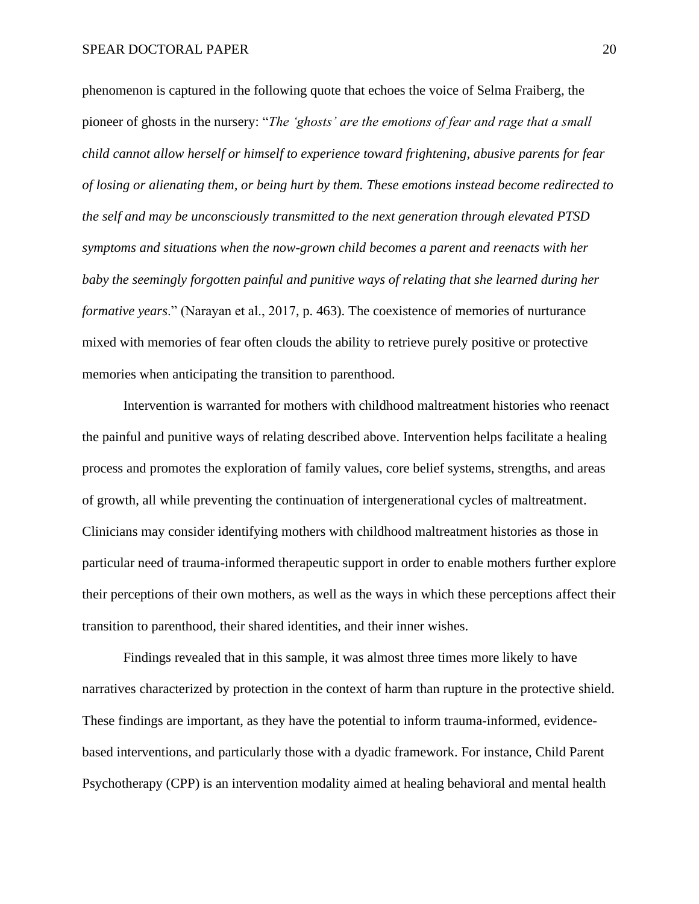phenomenon is captured in the following quote that echoes the voice of Selma Fraiberg, the pioneer of ghosts in the nursery: "*The 'ghosts' are the emotions of fear and rage that a small child cannot allow herself or himself to experience toward frightening, abusive parents for fear of losing or alienating them, or being hurt by them. These emotions instead become redirected to the self and may be unconsciously transmitted to the next generation through elevated PTSD symptoms and situations when the now-grown child becomes a parent and reenacts with her baby the seemingly forgotten painful and punitive ways of relating that she learned during her formative years*." (Narayan et al., 2017, p. 463). The coexistence of memories of nurturance mixed with memories of fear often clouds the ability to retrieve purely positive or protective memories when anticipating the transition to parenthood.

Intervention is warranted for mothers with childhood maltreatment histories who reenact the painful and punitive ways of relating described above. Intervention helps facilitate a healing process and promotes the exploration of family values, core belief systems, strengths, and areas of growth, all while preventing the continuation of intergenerational cycles of maltreatment. Clinicians may consider identifying mothers with childhood maltreatment histories as those in particular need of trauma-informed therapeutic support in order to enable mothers further explore their perceptions of their own mothers, as well as the ways in which these perceptions affect their transition to parenthood, their shared identities, and their inner wishes.

Findings revealed that in this sample, it was almost three times more likely to have narratives characterized by protection in the context of harm than rupture in the protective shield. These findings are important, as they have the potential to inform trauma-informed, evidence-based interventions, and particularly those with a dyadic framework. For instance, Child Parent Psychotherapy (CPP) is an intervention modality aimed at healing behavioral and mental health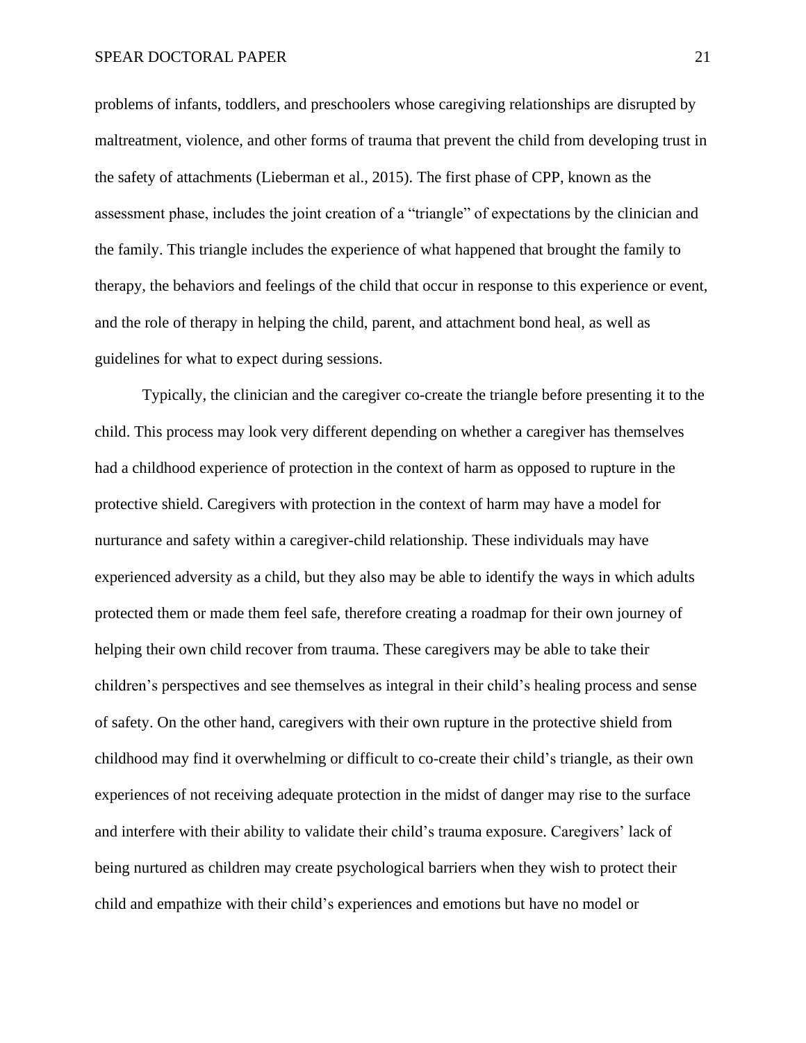problems of infants, toddlers, and preschoolers whose caregiving relationships are disrupted by maltreatment, violence, and other forms of trauma that prevent the child from developing trust in the safety of attachments (Lieberman et al., 2015). The first phase of CPP, known as the assessment phase, includes the joint creation of a "triangle" of expectations by the clinician and the family. This triangle includes the experience of what happened that brought the family to therapy, the behaviors and feelings of the child that occur in response to this experience or event, and the role of therapy in helping the child, parent, and attachment bond heal, as well as guidelines for what to expect during sessions.

Typically, the clinician and the caregiver co-create the triangle before presenting it to the child. This process may look very different depending on whether a caregiver has themselves had a childhood experience of protection in the context of harm as opposed to rupture in the protective shield. Caregivers with protection in the context of harm may have a model for nurturance and safety within a caregiver-child relationship. These individuals may have experienced adversity as a child, but they also may be able to identify the ways in which adults protected them or made them feel safe, therefore creating a roadmap for their own journey of helping their own child recover from trauma. These caregivers may be able to take their children's perspectives and see themselves as integral in their child's healing process and sense of safety. On the other hand, caregivers with their own rupture in the protective shield from childhood may find it overwhelming or difficult to co-create their child's triangle, as their own experiences of not receiving adequate protection in the midst of danger may rise to the surface and interfere with their ability to validate their child's trauma exposure. Caregivers' lack of being nurtured as children may create psychological barriers when they wish to protect their child and empathize with their child's experiences and emotions but have no model or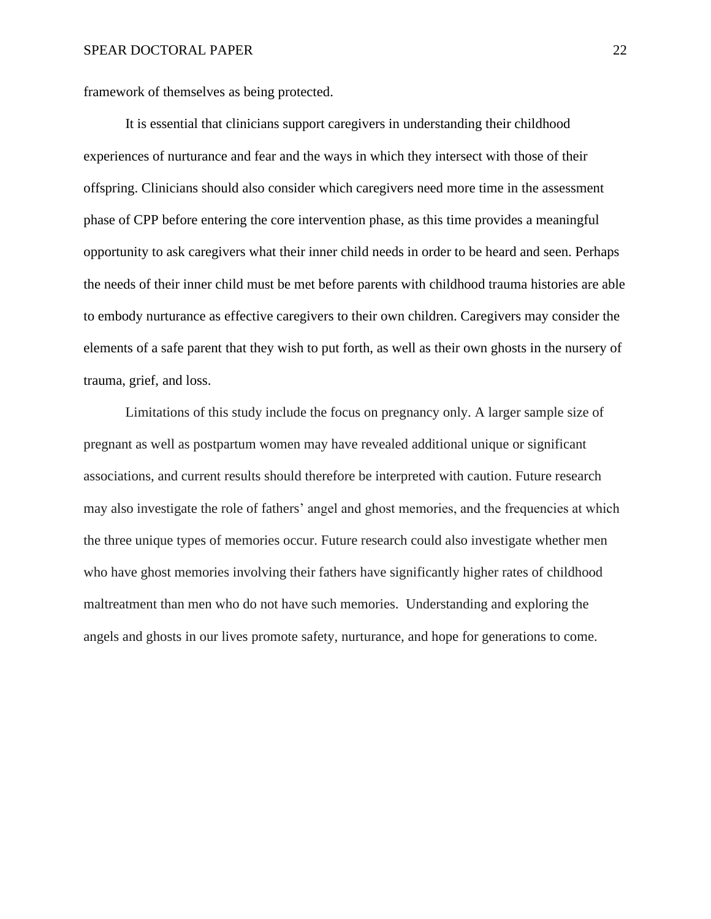framework of themselves as being protected.

It is essential that clinicians support caregivers in understanding their childhood experiences of nurturance and fear and the ways in which they intersect with those of their offspring. Clinicians should also consider which caregivers need more time in the assessment phase of CPP before entering the core intervention phase, as this time provides a meaningful opportunity to ask caregivers what their inner child needs in order to be heard and seen. Perhaps the needs of their inner child must be met before parents with childhood trauma histories are able to embody nurturance as effective caregivers to their own children. Caregivers may consider the elements of a safe parent that they wish to put forth, as well as their own ghosts in the nursery of trauma, grief, and loss.

Limitations of this study include the focus on pregnancy only. A larger sample size of pregnant as well as postpartum women may have revealed additional unique or significant associations, and current results should therefore be interpreted with caution. Future research may also investigate the role of fathers' angel and ghost memories, and the frequencies at which the three unique types of memories occur. Future research could also investigate whether men who have ghost memories involving their fathers have significantly higher rates of childhood maltreatment than men who do not have such memories. Understanding and exploring the angels and ghosts in our lives promote safety, nurturance, and hope for generations to come.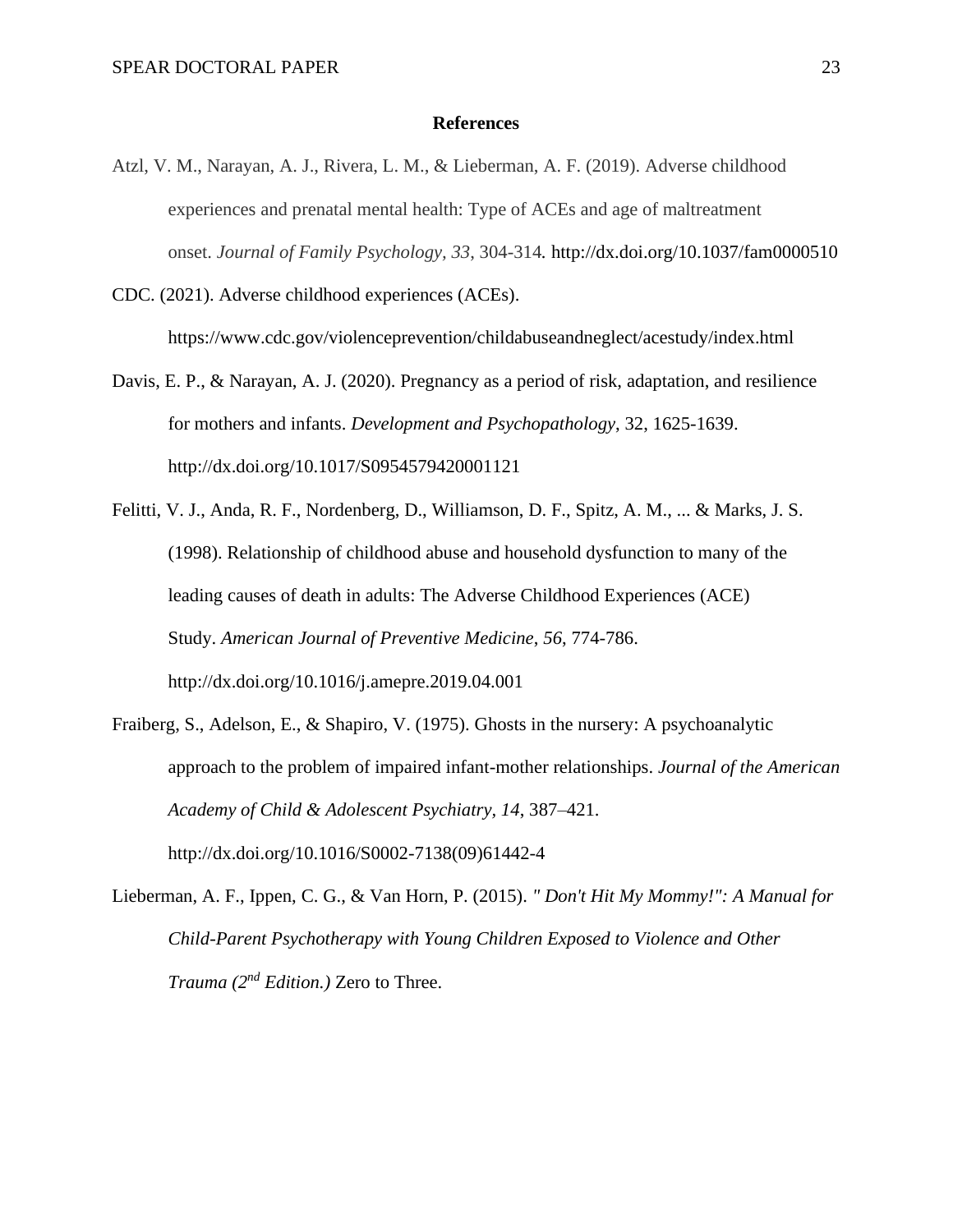# References

Atzl, V. M., Narayan, A. J., Rivera, L. M., & Lieberman, A. F. (2019). Adverse childhood experiences and prenatal mental health: Type of ACEs and age of maltreatment onset. *Journal of Family Psychology*, *33*, 304-314. http://dx.doi.org/10.1037/fam0000510

CDC. (2021). Adverse childhood experiences (ACEs). https://www.cdc.gov/violenceprevention/childabuseandneglect/acestudy/index.html

Davis, E. P., & Narayan, A. J. (2020). Pregnancy as a period of risk, adaptation, and resilience for mothers and infants. *Development and Psychopathology*, 32, 1625-1639. http://dx.doi.org/10.1017/S0954579420001121

Felitti, V. J., Anda, R. F., Nordenberg, D., Williamson, D. F., Spitz, A. M., ... & Marks, J. S. (1998). Relationship of childhood abuse and household dysfunction to many of the leading causes of death in adults: The Adverse Childhood Experiences (ACE) Study. *American Journal of Preventive Medicine*, *56*, 774-786. http://dx.doi.org/10.1016/j.amepre.2019.04.001

Fraiberg, S., Adelson, E., & Shapiro, V. (1975). Ghosts in the nursery: A psychoanalytic approach to the problem of impaired infant-mother relationships. *Journal of the American Academy of Child & Adolescent Psychiatry, 14*, 387–421. http://dx.doi.org/10.1016/S0002-7138(09)61442-4

Lieberman, A. F., Ippen, C. G., & Van Horn, P. (2015). *" Don't Hit My Mommy!": A Manual for Child-Parent Psychotherapy with Young Children Exposed to Violence and Other Trauma (2nd Edition.)* Zero to Three.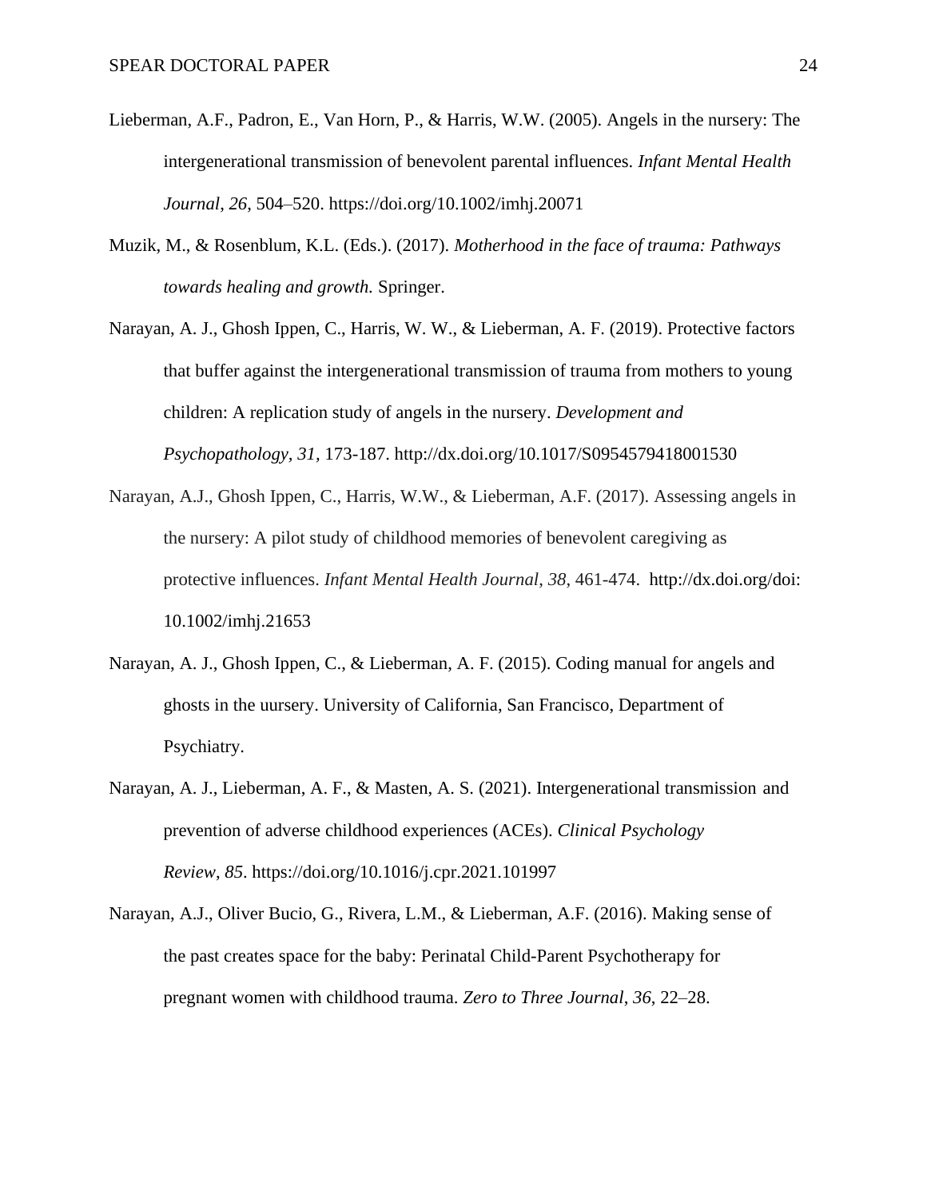Lieberman, A.F., Padron, E., Van Horn, P., & Harris, W.W. (2005). Angels in the nursery: The intergenerational transmission of benevolent parental influences. *Infant Mental Health Journal*, *26*, 504–520. https://doi.org/10.1002/imhj.20071

Muzik, M., & Rosenblum, K.L. (Eds.). (2017). *Motherhood in the face of trauma: Pathways towards healing and growth.* Springer.

Narayan, A. J., Ghosh Ippen, C., Harris, W. W., & Lieberman, A. F. (2019). Protective factors that buffer against the intergenerational transmission of trauma from mothers to young children: A replication study of angels in the nursery. *Development and Psychopathology, 31,* 173-187. http://dx.doi.org/10.1017/S0954579418001530

Narayan, A.J., Ghosh Ippen, C., Harris, W.W., & Lieberman, A.F. (2017). Assessing angels in the nursery: A pilot study of childhood memories of benevolent caregiving as protective influences. *Infant Mental Health Journal*, *38*, 461-474. http://dx.doi.org/doi: 10.1002/imhj.21653

Narayan, A. J., Ghosh Ippen, C., & Lieberman, A. F. (2015). Coding manual for angels and ghosts in the uursery. University of California, San Francisco, Department of Psychiatry.

Narayan, A. J., Lieberman, A. F., & Masten, A. S. (2021). Intergenerational transmission and prevention of adverse childhood experiences (ACEs). *Clinical Psychology Review*, *85*. https://doi.org/10.1016/j.cpr.2021.101997

Narayan, A.J., Oliver Bucio, G., Rivera, L.M., & Lieberman, A.F. (2016). Making sense of the past creates space for the baby: Perinatal Child-Parent Psychotherapy for pregnant women with childhood trauma. *Zero to Three Journal*, *36*, 22–28.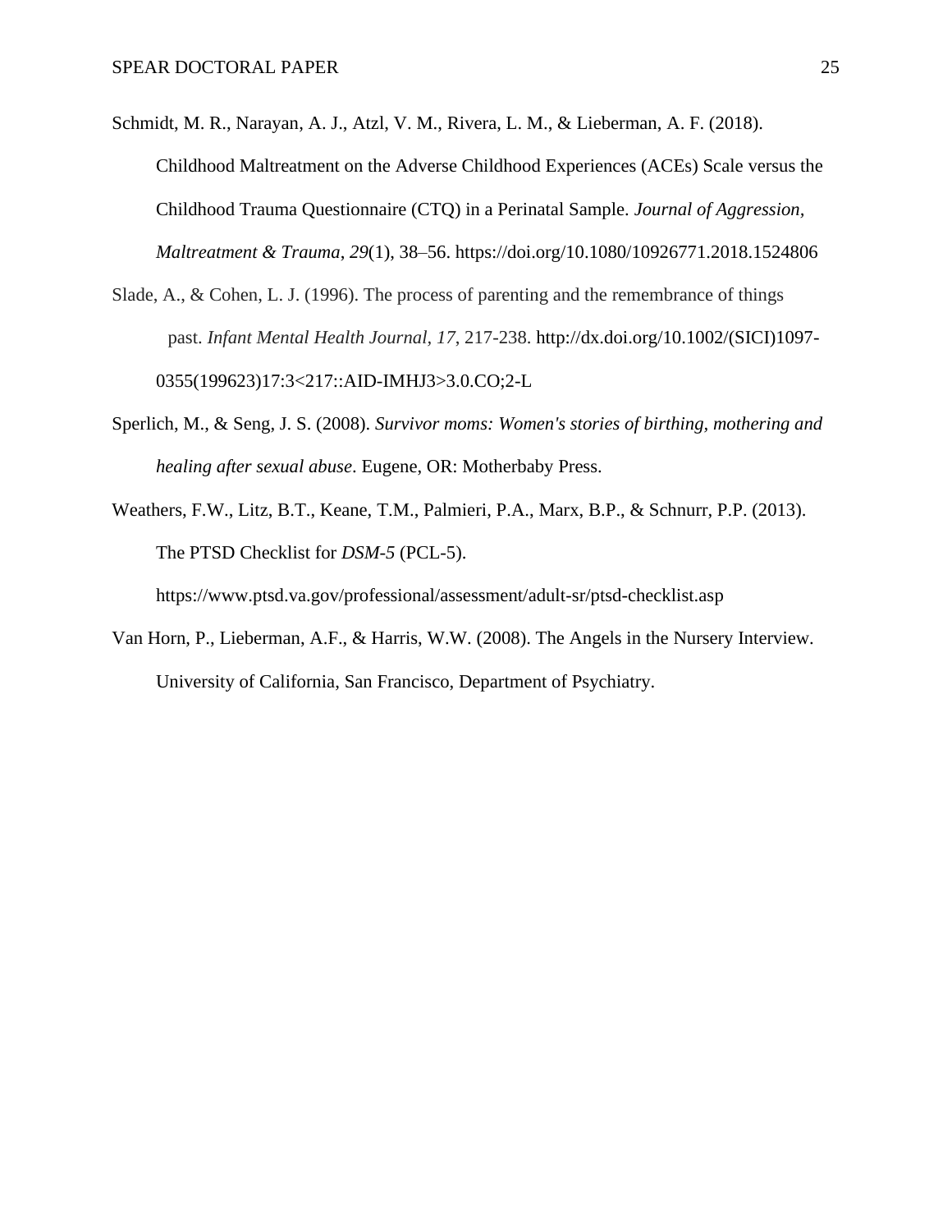Schmidt, M. R., Narayan, A. J., Atzl, V. M., Rivera, L. M., & Lieberman, A. F. (2018). Childhood Maltreatment on the Adverse Childhood Experiences (ACEs) Scale versus the Childhood Trauma Questionnaire (CTQ) in a Perinatal Sample. *Journal of Aggression, Maltreatment & Trauma*, *29*(1), 38–56. https://doi.org/10.1080/10926771.2018.1524806

Slade, A., & Cohen, L. J. (1996). The process of parenting and the remembrance of things past. *Infant Mental Health Journal*, *17*, 217-238. http://dx.doi.org/10.1002/(SICI)1097-0355(199623)17:3<217::AID-IMHJ3>3.0.CO;2-L

Sperlich, M., & Seng, J. S. (2008). *Survivor moms: Women's stories of birthing, mothering and healing after sexual abuse*. Eugene, OR: Motherbaby Press.

Weathers, F.W., Litz, B.T., Keane, T.M., Palmieri, P.A., Marx, B.P., & Schnurr, P.P. (2013). The PTSD Checklist for *DSM-5* (PCL-5). https://www.ptsd.va.gov/professional/assessment/adult-sr/ptsd-checklist.asp

Van Horn, P., Lieberman, A.F., & Harris, W.W. (2008). The Angels in the Nursery Interview. University of California, San Francisco, Department of Psychiatry.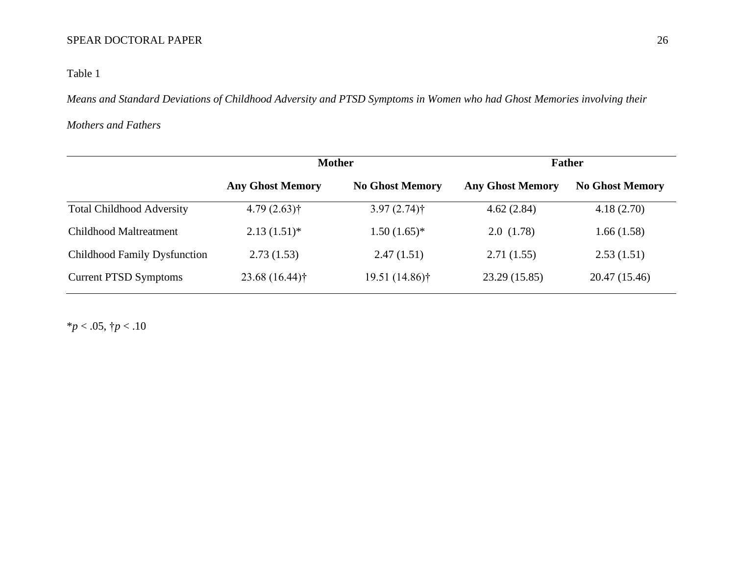Table 1

*Means and Standard Deviations of Childhood Adversity and PTSD Symptoms in Women who had Ghost Memories involving their Mothers and Fathers*

| | **Mother** | | **Father** | |
|---|---|---|---|---|
| | **Any Ghost Memory** | **No Ghost Memory** | **Any Ghost Memory** | **No Ghost Memory** |
| Total Childhood Adversity | 4.79 (2.63)† | 3.97 (2.74)† | 4.62 (2.84) | 4.18 (2.70) |
| Childhood Maltreatment | 2.13 (1.51)* | 1.50 (1.65)* | 2.0 (1.78) | 1.66 (1.58) |
| Childhood Family Dysfunction | 2.73 (1.53) | 2.47 (1.51) | 2.71 (1.55) | 2.53 (1.51) |
| Current PTSD Symptoms | 23.68 (16.44)† | 19.51 (14.86)† | 23.29 (15.85) | 20.47 (15.46) |

*$p < .05$, †$p < .10$